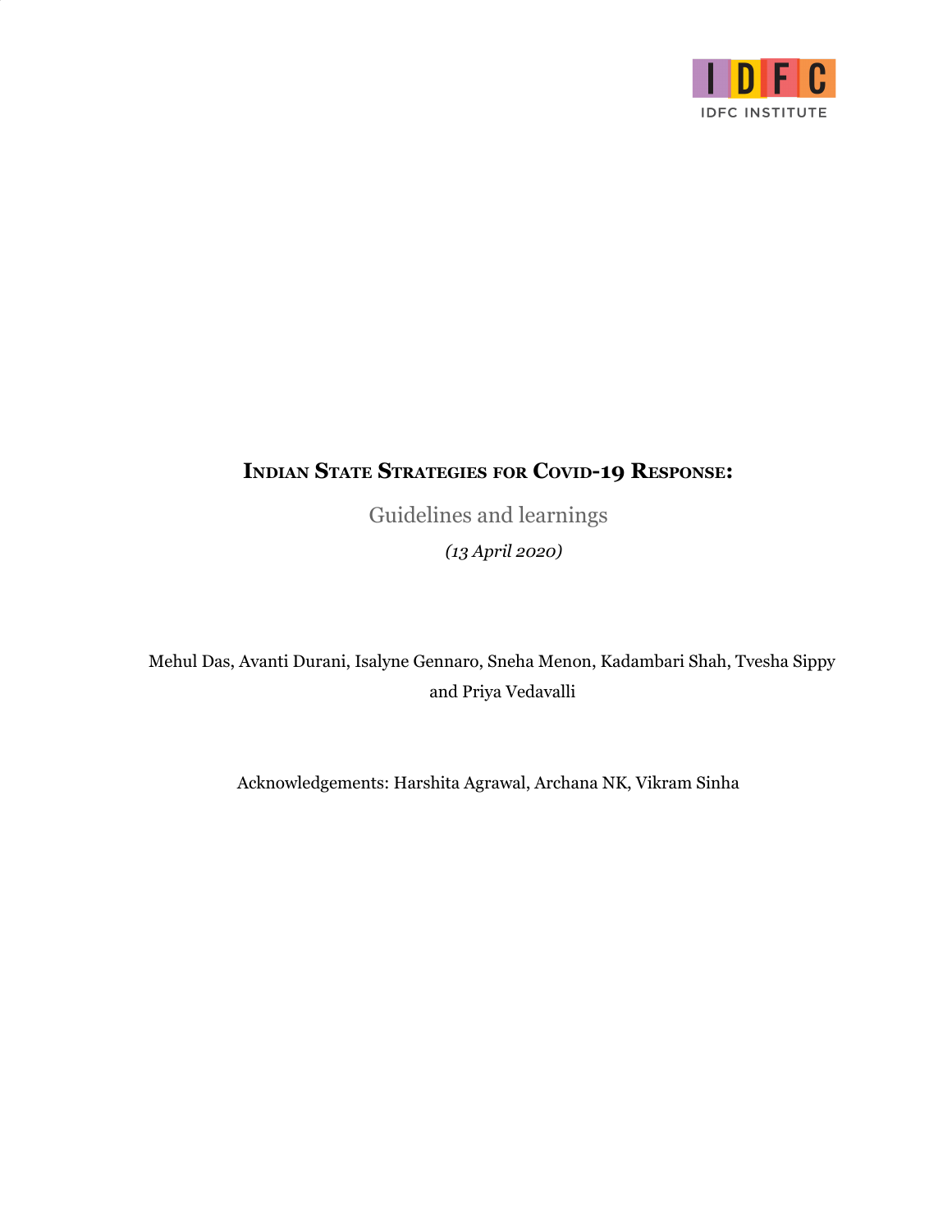IDFC INSTITUTE

# Indian State Strategies for Covid-19 Response:

## Guidelines and learnings

*(13 April 2020)*

Mehul Das, Avanti Durani, Isalyne Gennaro, Sneha Menon, Kadambari Shah, Tvesha Sippy and Priya Vedavalli

Acknowledgements: Harshita Agrawal, Archana NK, Vikram Sinha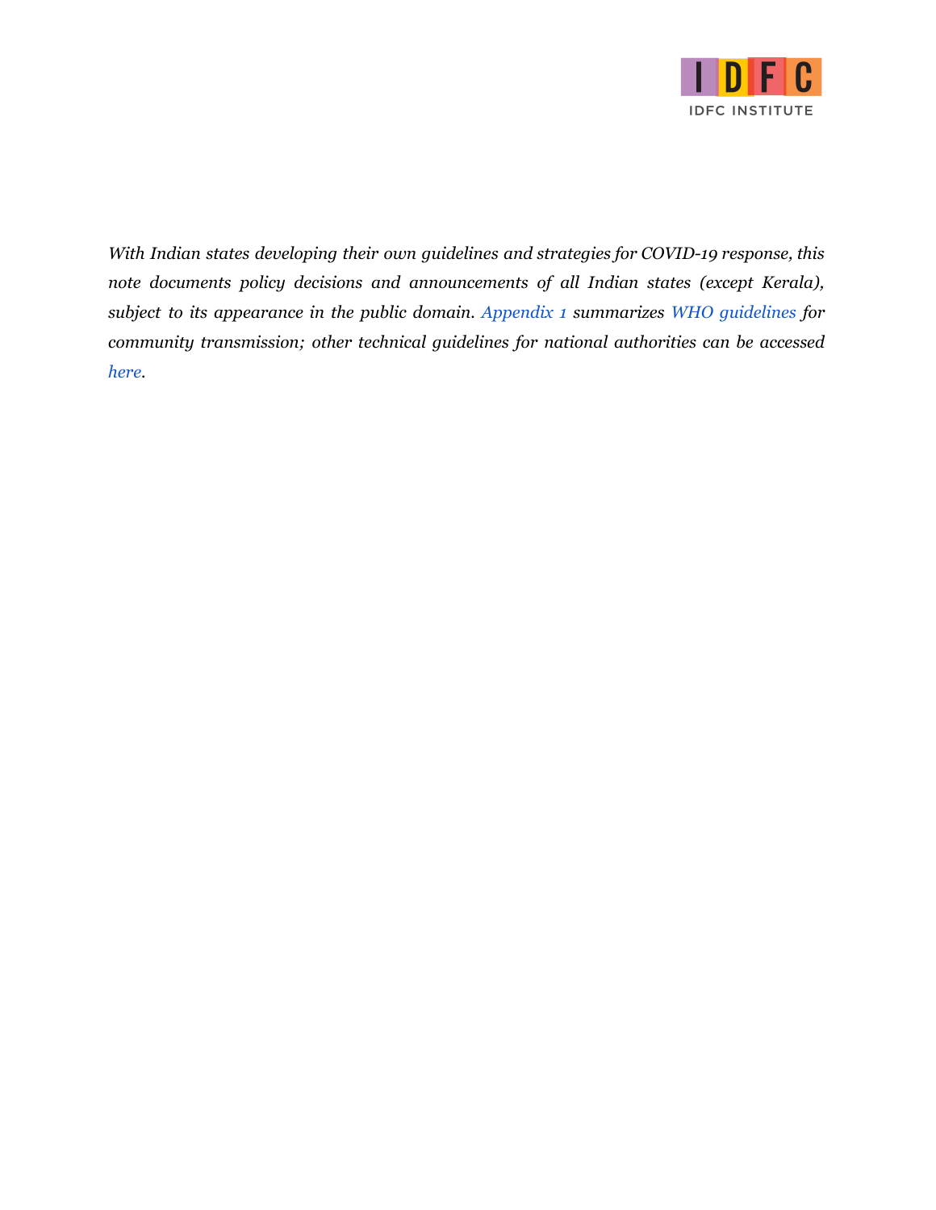*With Indian states developing their own guidelines and strategies for COVID-19 response, this note documents policy decisions and announcements of all Indian states (except Kerala), subject to its appearance in the public domain. Appendix 1 summarizes WHO guidelines for community transmission; other technical guidelines for national authorities can be accessed here.*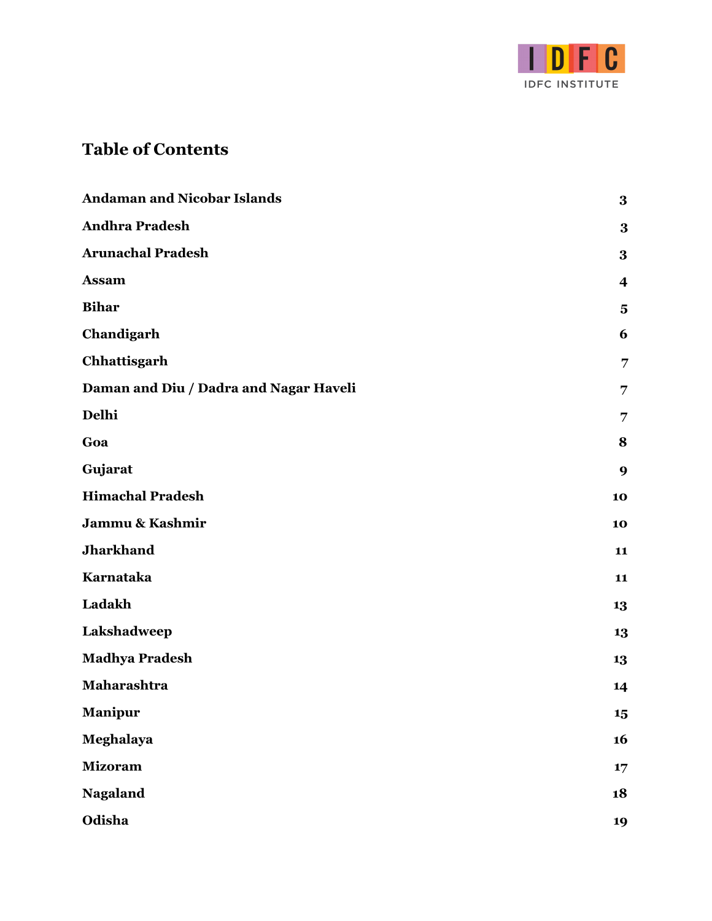# Table of Contents

| | |
|---|---|
| **Andaman and Nicobar Islands** | **3** |
| **Andhra Pradesh** | **3** |
| **Arunachal Pradesh** | **3** |
| **Assam** | **4** |
| **Bihar** | **5** |
| **Chandigarh** | **6** |
| **Chhattisgarh** | **7** |
| **Daman and Diu / Dadra and Nagar Haveli** | **7** |
| **Delhi** | **7** |
| **Goa** | **8** |
| **Gujarat** | **9** |
| **Himachal Pradesh** | **10** |
| **Jammu & Kashmir** | **10** |
| **Jharkhand** | **11** |
| **Karnataka** | **11** |
| **Ladakh** | **13** |
| **Lakshadweep** | **13** |
| **Madhya Pradesh** | **13** |
| **Maharashtra** | **14** |
| **Manipur** | **15** |
| **Meghalaya** | **16** |
| **Mizoram** | **17** |
| **Nagaland** | **18** |
| **Odisha** | **19** |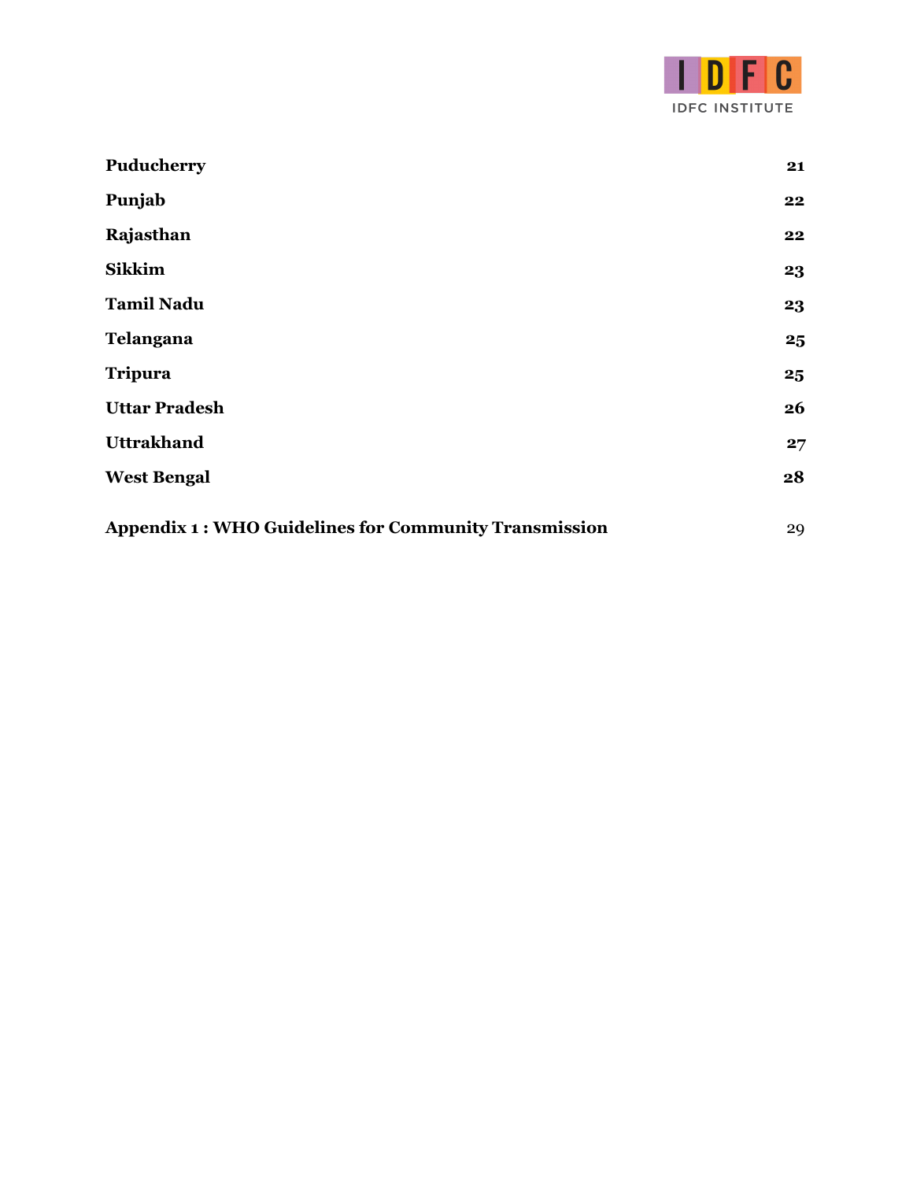**Puducherry** **21**

**Punjab** **22**

**Rajasthan** **22**

**Sikkim** **23**

**Tamil Nadu** **23**

**Telangana** **25**

**Tripura** **25**

**Uttar Pradesh** **26**

**Uttrakhand** **27**

**West Bengal** **28**

**Appendix 1 : WHO Guidelines for Community Transmission** 29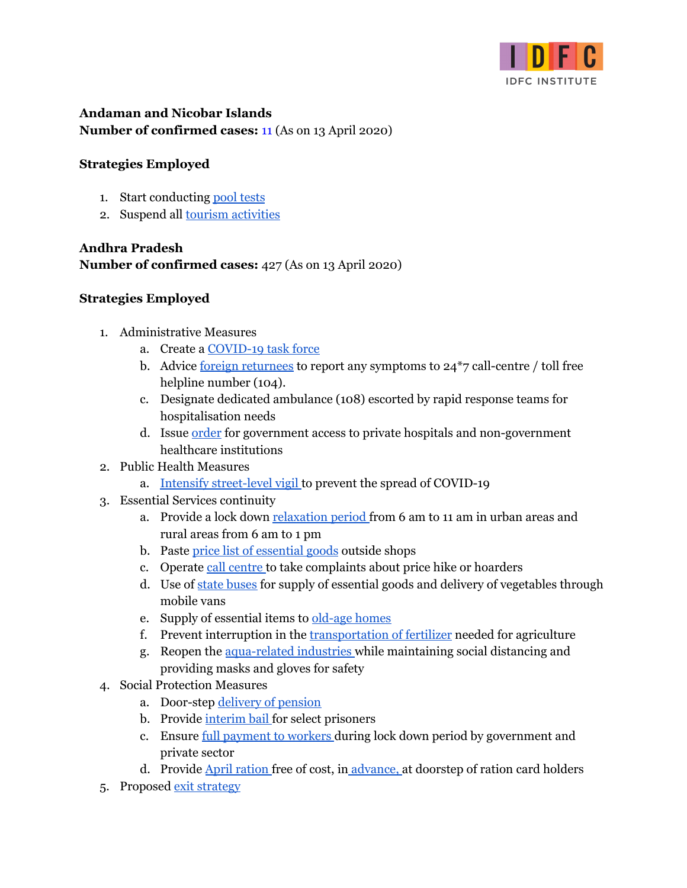**Andaman and Nicobar Islands**
**Number of confirmed cases:** 11 (As on 13 April 2020)

**Strategies Employed**

1. Start conducting pool tests
2. Suspend all tourism activities

**Andhra Pradesh**
**Number of confirmed cases:** 427 (As on 13 April 2020)

**Strategies Employed**

1. Administrative Measures
   a. Create a COVID-19 task force
   b. Advice foreign returnees to report any symptoms to 24*7 call-centre / toll free helpline number (104).
   c. Designate dedicated ambulance (108) escorted by rapid response teams for hospitalisation needs
   d. Issue order for government access to private hospitals and non-government healthcare institutions
2. Public Health Measures
   a. Intensify street-level vigil to prevent the spread of COVID-19
3. Essential Services continuity
   a. Provide a lock down relaxation period from 6 am to 11 am in urban areas and rural areas from 6 am to 1 pm
   b. Paste price list of essential goods outside shops
   c. Operate call centre to take complaints about price hike or hoarders
   d. Use of state buses for supply of essential goods and delivery of vegetables through mobile vans
   e. Supply of essential items to old-age homes
   f. Prevent interruption in the transportation of fertilizer needed for agriculture
   g. Reopen the aqua-related industries while maintaining social distancing and providing masks and gloves for safety
4. Social Protection Measures
   a. Door-step delivery of pension
   b. Provide interim bail for select prisoners
   c. Ensure full payment to workers during lock down period by government and private sector
   d. Provide April ration free of cost, in advance, at doorstep of ration card holders
5. Proposed exit strategy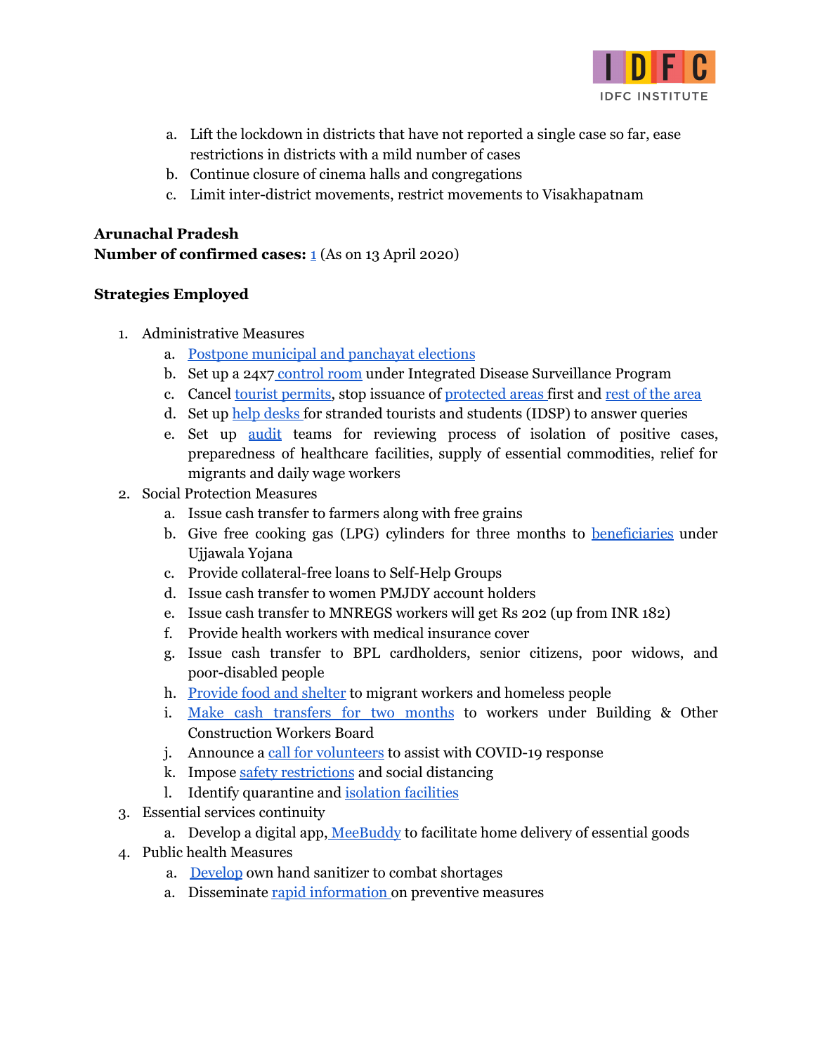a. Lift the lockdown in districts that have not reported a single case so far, ease restrictions in districts with a mild number of cases
b. Continue closure of cinema halls and congregations
c. Limit inter-district movements, restrict movements to Visakhapatnam

**Arunachal Pradesh**
**Number of confirmed cases:** 1 (As on 13 April 2020)

**Strategies Employed**

1. Administrative Measures
   a. Postpone municipal and panchayat elections
   b. Set up a 24x7 control room under Integrated Disease Surveillance Program
   c. Cancel tourist permits, stop issuance of protected areas first and rest of the area
   d. Set up help desks for stranded tourists and students (IDSP) to answer queries
   e. Set up audit teams for reviewing process of isolation of positive cases, preparedness of healthcare facilities, supply of essential commodities, relief for migrants and daily wage workers
2. Social Protection Measures
   a. Issue cash transfer to farmers along with free grains
   b. Give free cooking gas (LPG) cylinders for three months to beneficiaries under Ujjawala Yojana
   c. Provide collateral-free loans to Self-Help Groups
   d. Issue cash transfer to women PMJDY account holders
   e. Issue cash transfer to MNREGS workers will get Rs 202 (up from INR 182)
   f. Provide health workers with medical insurance cover
   g. Issue cash transfer to BPL cardholders, senior citizens, poor widows, and poor-disabled people
   h. Provide food and shelter to migrant workers and homeless people
   i. Make cash transfers for two months to workers under Building & Other Construction Workers Board
   j. Announce a call for volunteers to assist with COVID-19 response
   k. Impose safety restrictions and social distancing
   l. Identify quarantine and isolation facilities
3. Essential services continuity
   a. Develop a digital app, MeeBuddy to facilitate home delivery of essential goods
4. Public health Measures
   a. Develop own hand sanitizer to combat shortages
   a. Disseminate rapid information on preventive measures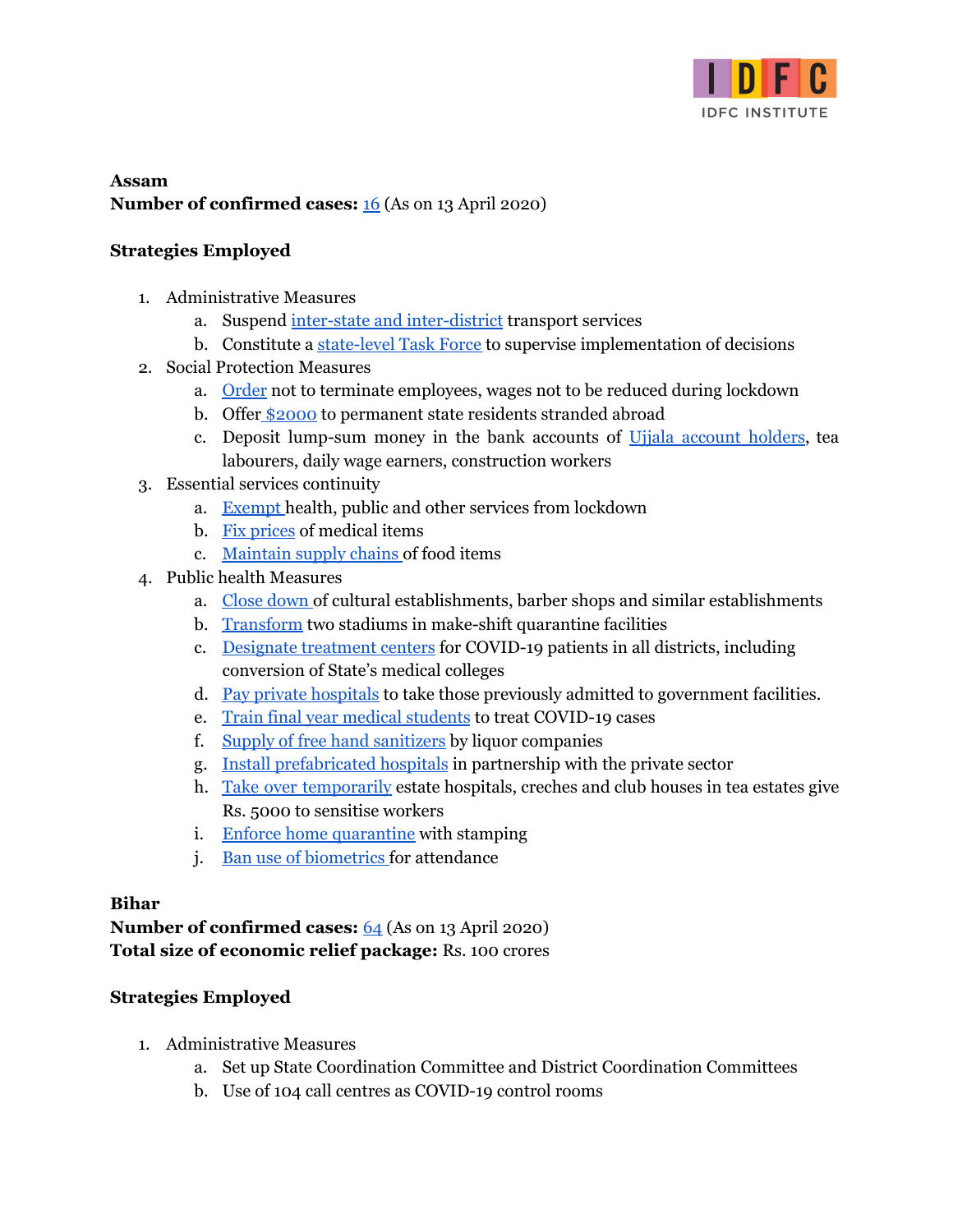**Assam**
**Number of confirmed cases:** 16 (As on 13 April 2020)

**Strategies Employed**

1. Administrative Measures
   a. Suspend inter-state and inter-district transport services
   b. Constitute a state-level Task Force to supervise implementation of decisions
2. Social Protection Measures
   a. Order not to terminate employees, wages not to be reduced during lockdown
   b. Offer $2000 to permanent state residents stranded abroad
   c. Deposit lump-sum money in the bank accounts of Ujjala account holders, tea labourers, daily wage earners, construction workers
3. Essential services continuity
   a. Exempt health, public and other services from lockdown
   b. Fix prices of medical items
   c. Maintain supply chains of food items
4. Public health Measures
   a. Close down of cultural establishments, barber shops and similar establishments
   b. Transform two stadiums in make-shift quarantine facilities
   c. Designate treatment centers for COVID-19 patients in all districts, including conversion of State's medical colleges
   d. Pay private hospitals to take those previously admitted to government facilities.
   e. Train final year medical students to treat COVID-19 cases
   f. Supply of free hand sanitizers by liquor companies
   g. Install prefabricated hospitals in partnership with the private sector
   h. Take over temporarily estate hospitals, creches and club houses in tea estates give Rs. 5000 to sensitise workers
   i. Enforce home quarantine with stamping
   j. Ban use of biometrics for attendance

**Bihar**
**Number of confirmed cases:** 64 (As on 13 April 2020)
**Total size of economic relief package:** Rs. 100 crores

**Strategies Employed**

1. Administrative Measures
   a. Set up State Coordination Committee and District Coordination Committees
   b. Use of 104 call centres as COVID-19 control rooms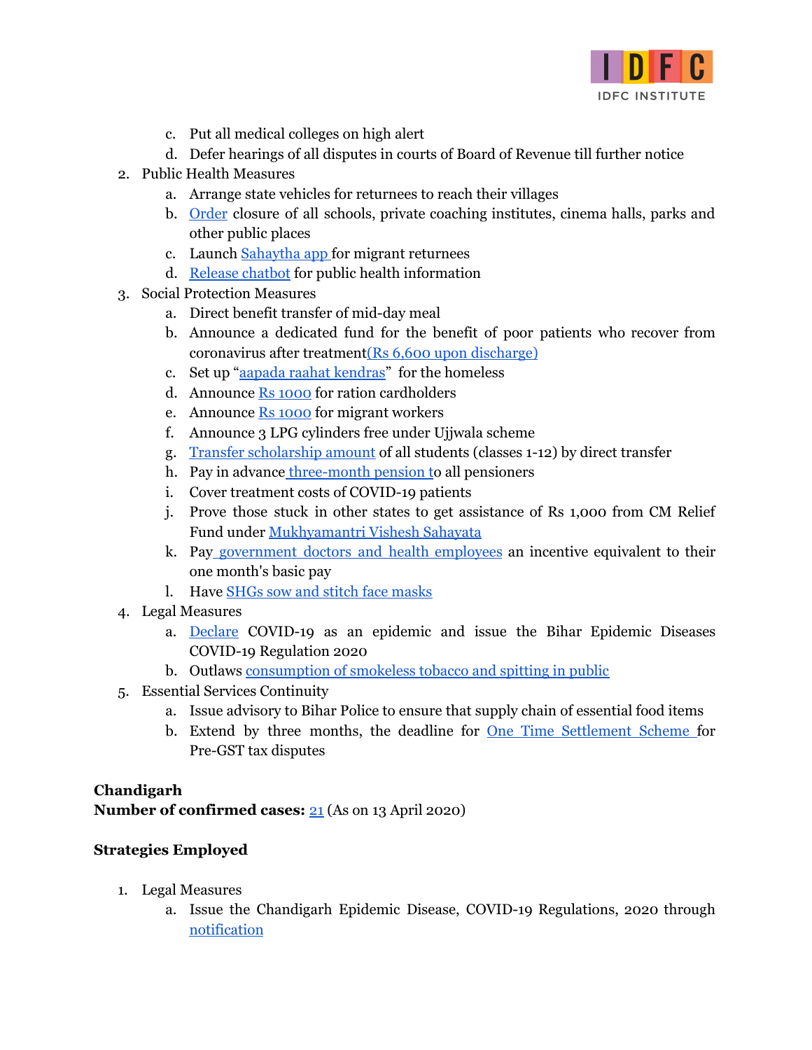c. Put all medical colleges on high alert
d. Defer hearings of all disputes in courts of Board of Revenue till further notice

2. Public Health Measures
   a. Arrange state vehicles for returnees to reach their villages
   b. Order closure of all schools, private coaching institutes, cinema halls, parks and other public places
   c. Launch Sahaytha app for migrant returnees
   d. Release chatbot for public health information
3. Social Protection Measures
   a. Direct benefit transfer of mid-day meal
   b. Announce a dedicated fund for the benefit of poor patients who recover from coronavirus after treatment(Rs 6,600 upon discharge)
   c. Set up "aapada raahat kendras" for the homeless
   d. Announce Rs 1000 for ration cardholders
   e. Announce Rs 1000 for migrant workers
   f. Announce 3 LPG cylinders free under Ujjwala scheme
   g. Transfer scholarship amount of all students (classes 1-12) by direct transfer
   h. Pay in advance three-month pension to all pensioners
   i. Cover treatment costs of COVID-19 patients
   j. Prove those stuck in other states to get assistance of Rs 1,000 from CM Relief Fund under Mukhyamantri Vishesh Sahayata
   k. Pay government doctors and health employees an incentive equivalent to their one month's basic pay
   l. Have SHGs sow and stitch face masks
4. Legal Measures
   a. Declare COVID-19 as an epidemic and issue the Bihar Epidemic Diseases COVID-19 Regulation 2020
   b. Outlaws consumption of smokeless tobacco and spitting in public
5. Essential Services Continuity
   a. Issue advisory to Bihar Police to ensure that supply chain of essential food items
   b. Extend by three months, the deadline for One Time Settlement Scheme for Pre-GST tax disputes

**Chandigarh**
**Number of confirmed cases:** 21 (As on 13 April 2020)

**Strategies Employed**

1. Legal Measures
   a. Issue the Chandigarh Epidemic Disease, COVID-19 Regulations, 2020 through notification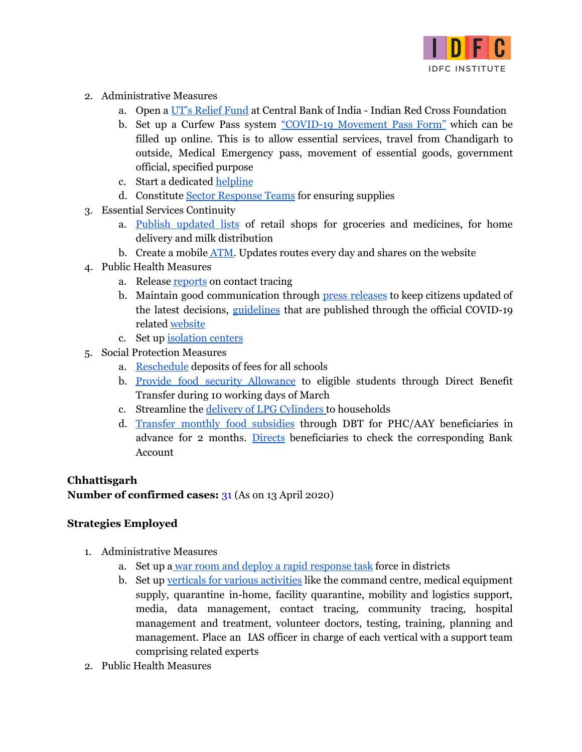2. Administrative Measures
    a. Open a UT's Relief Fund at Central Bank of India - Indian Red Cross Foundation
    b. Set up a Curfew Pass system "COVID-19 Movement Pass Form" which can be filled up online. This is to allow essential services, travel from Chandigarh to outside, Medical Emergency pass, movement of essential goods, government official, specified purpose
    c. Start a dedicated helpline
    d. Constitute Sector Response Teams for ensuring supplies
3. Essential Services Continuity
    a. Publish updated lists of retail shops for groceries and medicines, for home delivery and milk distribution
    b. Create a mobile ATM. Updates routes every day and shares on the website
4. Public Health Measures
    a. Release reports on contact tracing
    b. Maintain good communication through press releases to keep citizens updated of the latest decisions, guidelines that are published through the official COVID-19 related website
    c. Set up isolation centers
5. Social Protection Measures
    a. Reschedule deposits of fees for all schools
    b. Provide food security Allowance to eligible students through Direct Benefit Transfer during 10 working days of March
    c. Streamline the delivery of LPG Cylinders to households
    d. Transfer monthly food subsidies through DBT for PHC/AAY beneficiaries in advance for 2 months. Directs beneficiaries to check the corresponding Bank Account

**Chhattisgarh**
**Number of confirmed cases:** 31 (As on 13 April 2020)

**Strategies Employed**

1. Administrative Measures
    a. Set up a war room and deploy a rapid response task force in districts
    b. Set up verticals for various activities like the command centre, medical equipment supply, quarantine in-home, facility quarantine, mobility and logistics support, media, data management, contact tracing, community tracing, hospital management and treatment, volunteer doctors, testing, training, planning and management. Place an IAS officer in charge of each vertical with a support team comprising related experts
2. Public Health Measures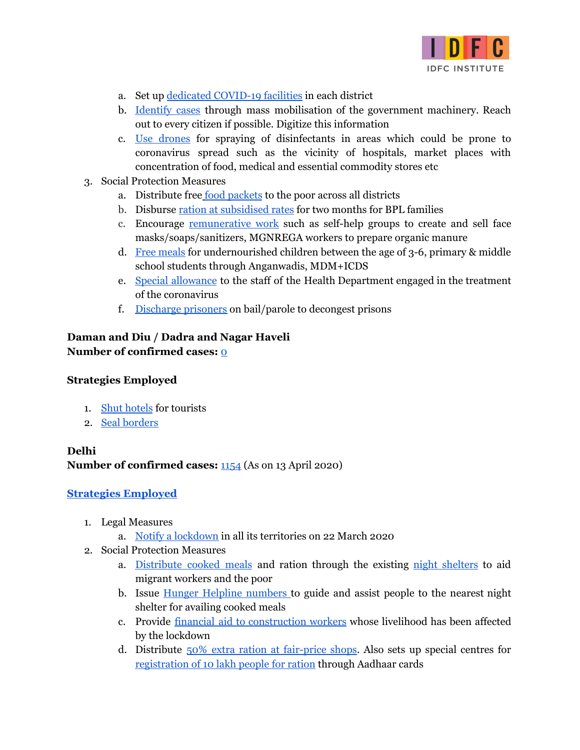a. Set up dedicated COVID-19 facilities in each district
   b. Identify cases through mass mobilisation of the government machinery. Reach out to every citizen if possible. Digitize this information
   c. Use drones for spraying of disinfectants in areas which could be prone to coronavirus spread such as the vicinity of hospitals, market places with concentration of food, medical and essential commodity stores etc
3. Social Protection Measures
   a. Distribute free food packets to the poor across all districts
   b. Disburse ration at subsidised rates for two months for BPL families
   c. Encourage remunerative work such as self-help groups to create and sell face masks/soaps/sanitizers, MGNREGA workers to prepare organic manure
   d. Free meals for undernourished children between the age of 3-6, primary & middle school students through Anganwadis, MDM+ICDS
   e. Special allowance to the staff of the Health Department engaged in the treatment of the coronavirus
   f. Discharge prisoners on bail/parole to decongest prisons

**Daman and Diu / Dadra and Nagar Haveli**
**Number of confirmed cases:** 0

**Strategies Employed**

1. Shut hotels for tourists
2. Seal borders

**Delhi**
**Number of confirmed cases:** 1154 (As on 13 April 2020)

**Strategies Employed**

1. Legal Measures
   a. Notify a lockdown in all its territories on 22 March 2020
2. Social Protection Measures
   a. Distribute cooked meals and ration through the existing night shelters to aid migrant workers and the poor
   b. Issue Hunger Helpline numbers to guide and assist people to the nearest night shelter for availing cooked meals
   c. Provide financial aid to construction workers whose livelihood has been affected by the lockdown
   d. Distribute 50% extra ration at fair-price shops. Also sets up special centres for registration of 10 lakh people for ration through Aadhaar cards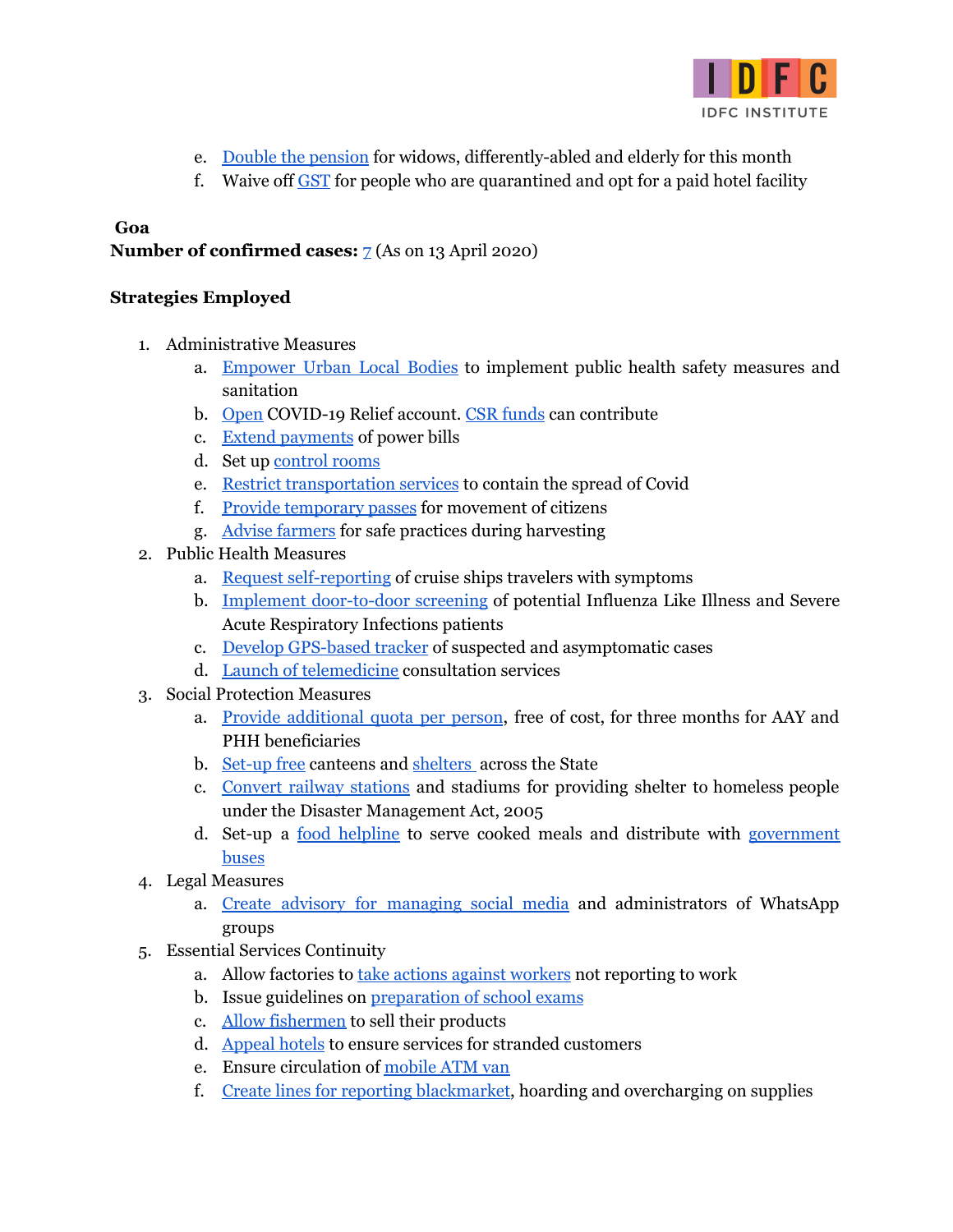e. Double the pension for widows, differently-abled and elderly for this month
f. Waive off GST for people who are quarantined and opt for a paid hotel facility

**Goa**
**Number of confirmed cases:** 7 (As on 13 April 2020)

**Strategies Employed**

1. Administrative Measures
   a. Empower Urban Local Bodies to implement public health safety measures and sanitation
   b. Open COVID-19 Relief account. CSR funds can contribute
   c. Extend payments of power bills
   d. Set up control rooms
   e. Restrict transportation services to contain the spread of Covid
   f. Provide temporary passes for movement of citizens
   g. Advise farmers for safe practices during harvesting
2. Public Health Measures
   a. Request self-reporting of cruise ships travelers with symptoms
   b. Implement door-to-door screening of potential Influenza Like Illness and Severe Acute Respiratory Infections patients
   c. Develop GPS-based tracker of suspected and asymptomatic cases
   d. Launch of telemedicine consultation services
3. Social Protection Measures
   a. Provide additional quota per person, free of cost, for three months for AAY and PHH beneficiaries
   b. Set-up free canteens and shelters across the State
   c. Convert railway stations and stadiums for providing shelter to homeless people under the Disaster Management Act, 2005
   d. Set-up a food helpline to serve cooked meals and distribute with government buses
4. Legal Measures
   a. Create advisory for managing social media and administrators of WhatsApp groups
5. Essential Services Continuity
   a. Allow factories to take actions against workers not reporting to work
   b. Issue guidelines on preparation of school exams
   c. Allow fishermen to sell their products
   d. Appeal hotels to ensure services for stranded customers
   e. Ensure circulation of mobile ATM van
   f. Create lines for reporting blackmarket, hoarding and overcharging on supplies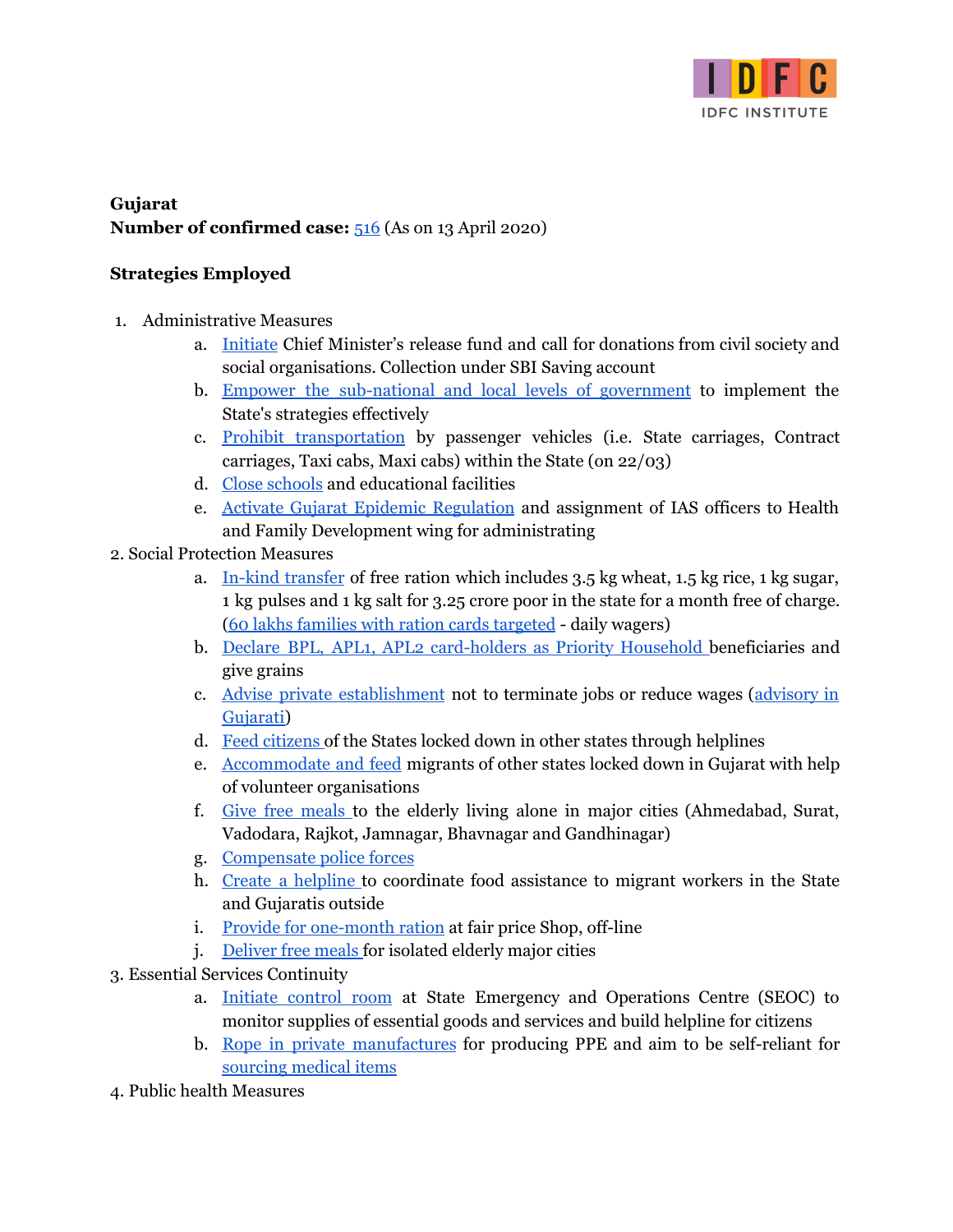**Gujarat**
**Number of confirmed case:** 516 (As on 13 April 2020)

**Strategies Employed**

1. Administrative Measures
   a. Initiate Chief Minister's release fund and call for donations from civil society and social organisations. Collection under SBI Saving account
   b. Empower the sub-national and local levels of government to implement the State's strategies effectively
   c. Prohibit transportation by passenger vehicles (i.e. State carriages, Contract carriages, Taxi cabs, Maxi cabs) within the State (on 22/03)
   d. Close schools and educational facilities
   e. Activate Gujarat Epidemic Regulation and assignment of IAS officers to Health and Family Development wing for administrating
2. Social Protection Measures
   a. In-kind transfer of free ration which includes 3.5 kg wheat, 1.5 kg rice, 1 kg sugar, 1 kg pulses and 1 kg salt for 3.25 crore poor in the state for a month free of charge. (60 lakhs families with ration cards targeted - daily wagers)
   b. Declare BPL, APL1, APL2 card-holders as Priority Household beneficiaries and give grains
   c. Advise private establishment not to terminate jobs or reduce wages (advisory in Gujarati)
   d. Feed citizens of the States locked down in other states through helplines
   e. Accommodate and feed migrants of other states locked down in Gujarat with help of volunteer organisations
   f. Give free meals to the elderly living alone in major cities (Ahmedabad, Surat, Vadodara, Rajkot, Jamnagar, Bhavnagar and Gandhinagar)
   g. Compensate police forces
   h. Create a helpline to coordinate food assistance to migrant workers in the State and Gujaratis outside
   i. Provide for one-month ration at fair price Shop, off-line
   j. Deliver free meals for isolated elderly major cities
3. Essential Services Continuity
   a. Initiate control room at State Emergency and Operations Centre (SEOC) to monitor supplies of essential goods and services and build helpline for citizens
   b. Rope in private manufactures for producing PPE and aim to be self-reliant for sourcing medical items
4. Public health Measures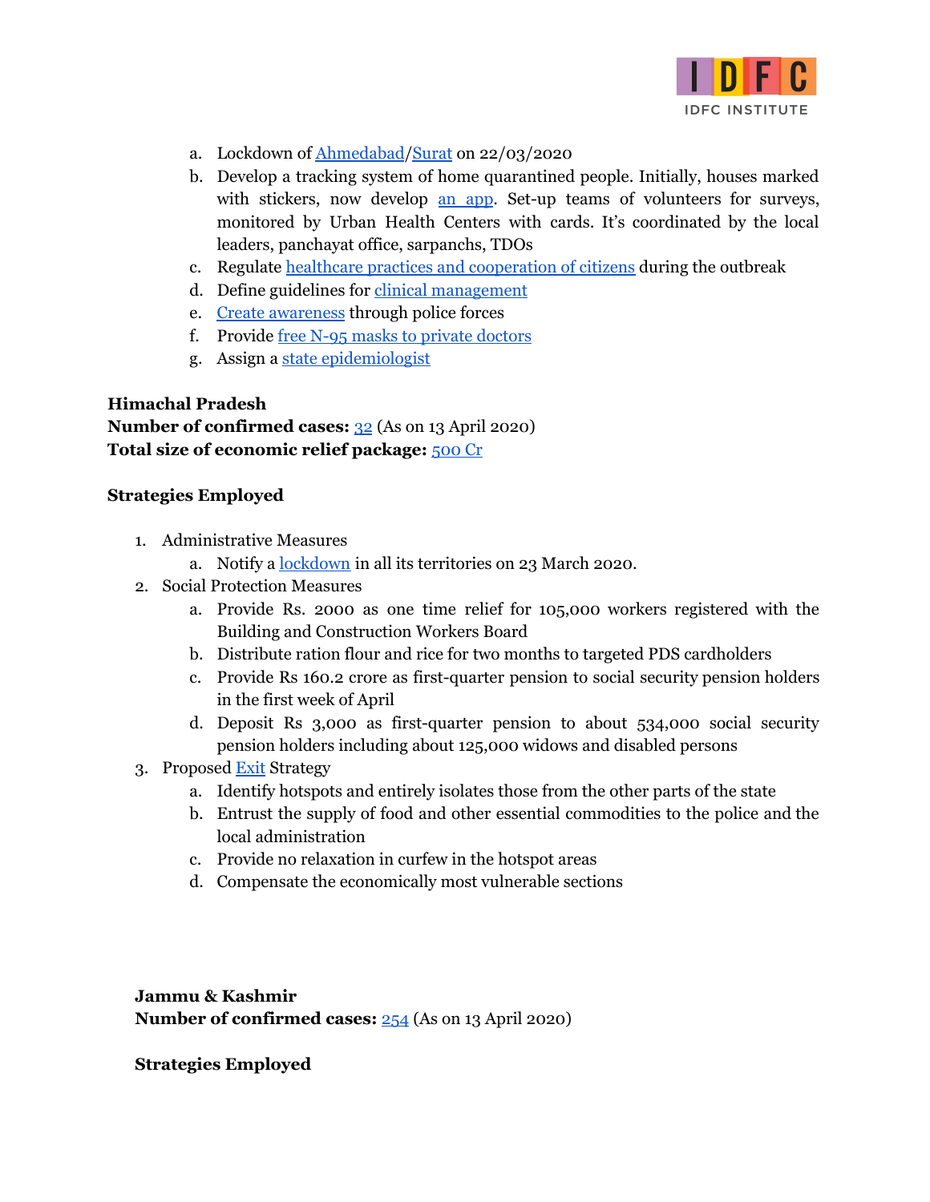a. Lockdown of Ahmedabad/Surat on 22/03/2020
   b. Develop a tracking system of home quarantined people. Initially, houses marked with stickers, now develop an app. Set-up teams of volunteers for surveys, monitored by Urban Health Centers with cards. It's coordinated by the local leaders, panchayat office, sarpanchs, TDOs
   c. Regulate healthcare practices and cooperation of citizens during the outbreak
   d. Define guidelines for clinical management
   e. Create awareness through police forces
   f. Provide free N-95 masks to private doctors
   g. Assign a state epidemiologist

**Himachal Pradesh**
**Number of confirmed cases:** 32 (As on 13 April 2020)
**Total size of economic relief package:** 500 Cr

**Strategies Employed**

1. Administrative Measures
   a. Notify a lockdown in all its territories on 23 March 2020.
2. Social Protection Measures
   a. Provide Rs. 2000 as one time relief for 105,000 workers registered with the Building and Construction Workers Board
   b. Distribute ration flour and rice for two months to targeted PDS cardholders
   c. Provide Rs 160.2 crore as first-quarter pension to social security pension holders in the first week of April
   d. Deposit Rs 3,000 as first-quarter pension to about 534,000 social security pension holders including about 125,000 widows and disabled persons
3. Proposed Exit Strategy
   a. Identify hotspots and entirely isolates those from the other parts of the state
   b. Entrust the supply of food and other essential commodities to the police and the local administration
   c. Provide no relaxation in curfew in the hotspot areas
   d. Compensate the economically most vulnerable sections

**Jammu & Kashmir**
**Number of confirmed cases:** 254 (As on 13 April 2020)

**Strategies Employed**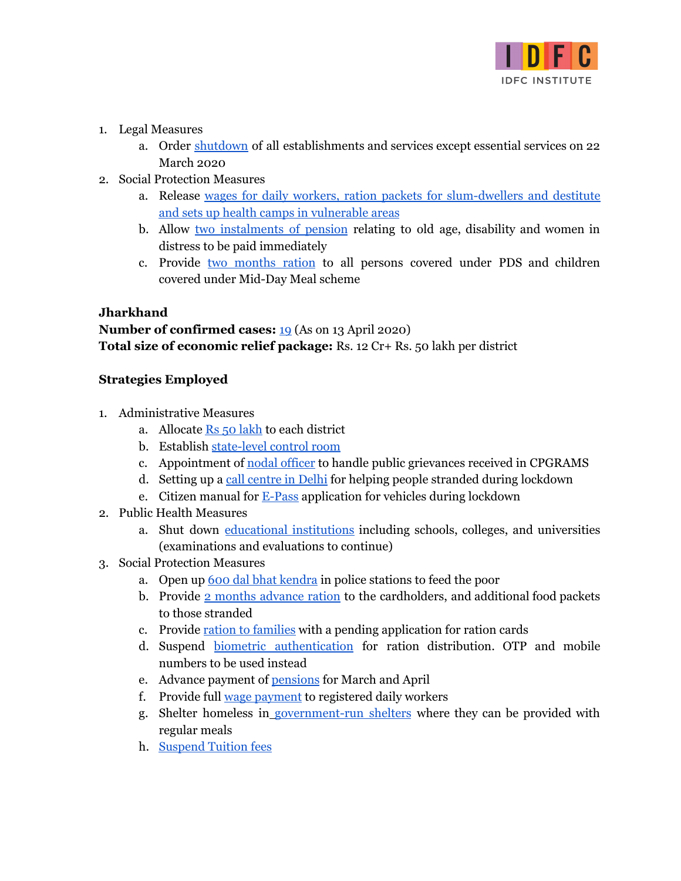1. Legal Measures
    a. Order shutdown of all establishments and services except essential services on 22 March 2020
2. Social Protection Measures
    a. Release wages for daily workers, ration packets for slum-dwellers and destitute and sets up health camps in vulnerable areas
    b. Allow two instalments of pension relating to old age, disability and women in distress to be paid immediately
    c. Provide two months ration to all persons covered under PDS and children covered under Mid-Day Meal scheme

**Jharkhand**
**Number of confirmed cases:** 19 (As on 13 April 2020)
**Total size of economic relief package:** Rs. 12 Cr+ Rs. 50 lakh per district

**Strategies Employed**

1. Administrative Measures
    a. Allocate Rs 50 lakh to each district
    b. Establish state-level control room
    c. Appointment of nodal officer to handle public grievances received in CPGRAMS
    d. Setting up a call centre in Delhi for helping people stranded during lockdown
    e. Citizen manual for E-Pass application for vehicles during lockdown
2. Public Health Measures
    a. Shut down educational institutions including schools, colleges, and universities (examinations and evaluations to continue)
3. Social Protection Measures
    a. Open up 600 dal bhat kendra in police stations to feed the poor
    b. Provide 2 months advance ration to the cardholders, and additional food packets to those stranded
    c. Provide ration to families with a pending application for ration cards
    d. Suspend biometric authentication for ration distribution. OTP and mobile numbers to be used instead
    e. Advance payment of pensions for March and April
    f. Provide full wage payment to registered daily workers
    g. Shelter homeless in government-run shelters where they can be provided with regular meals
    h. Suspend Tuition fees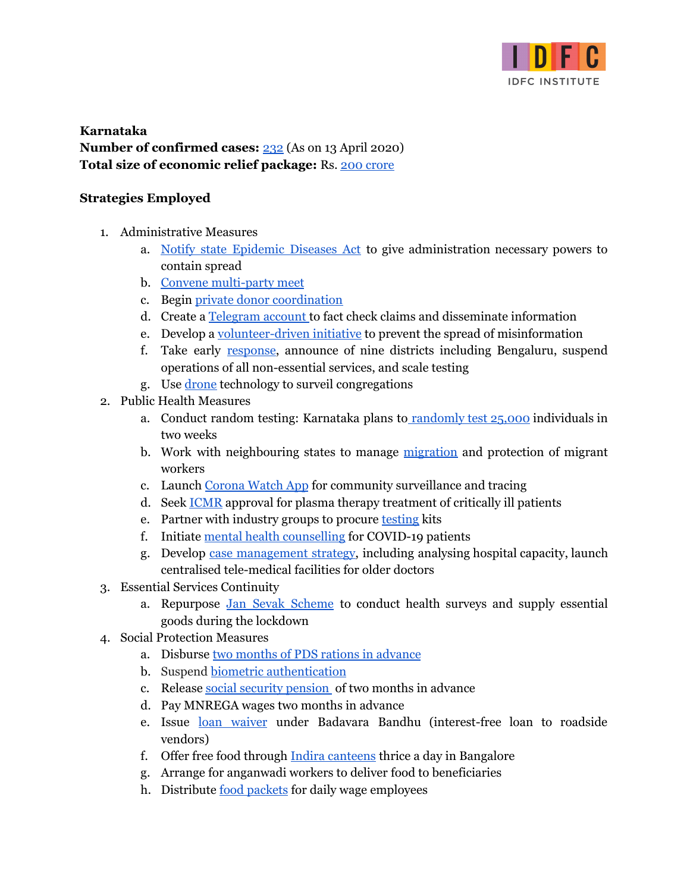**Karnataka**
**Number of confirmed cases:** 232 (As on 13 April 2020)
**Total size of economic relief package:** Rs. 200 crore

**Strategies Employed**

1. Administrative Measures
   a. Notify state Epidemic Diseases Act to give administration necessary powers to contain spread
   b. Convene multi-party meet
   c. Begin private donor coordination
   d. Create a Telegram account to fact check claims and disseminate information
   e. Develop a volunteer-driven initiative to prevent the spread of misinformation
   f. Take early response, announce of nine districts including Bengaluru, suspend operations of all non-essential services, and scale testing
   g. Use drone technology to surveil congregations
2. Public Health Measures
   a. Conduct random testing: Karnataka plans to randomly test 25,000 individuals in two weeks
   b. Work with neighbouring states to manage migration and protection of migrant workers
   c. Launch Corona Watch App for community surveillance and tracing
   d. Seek ICMR approval for plasma therapy treatment of critically ill patients
   e. Partner with industry groups to procure testing kits
   f. Initiate mental health counselling for COVID-19 patients
   g. Develop case management strategy, including analysing hospital capacity, launch centralised tele-medical facilities for older doctors
3. Essential Services Continuity
   a. Repurpose Jan Sevak Scheme to conduct health surveys and supply essential goods during the lockdown
4. Social Protection Measures
   a. Disburse two months of PDS rations in advance
   b. Suspend biometric authentication
   c. Release social security pension of two months in advance
   d. Pay MNREGA wages two months in advance
   e. Issue loan waiver under Badavara Bandhu (interest-free loan to roadside vendors)
   f. Offer free food through Indira canteens thrice a day in Bangalore
   g. Arrange for anganwadi workers to deliver food to beneficiaries
   h. Distribute food packets for daily wage employees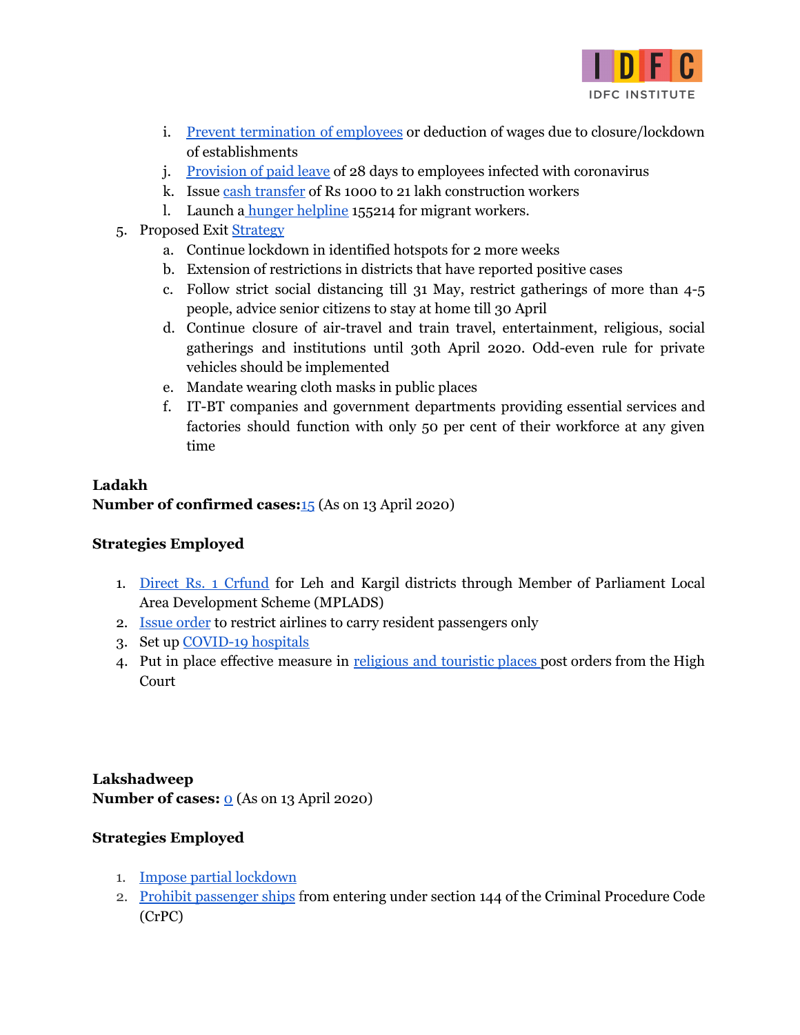i. Prevent termination of employees or deduction of wages due to closure/lockdown of establishments
   j. Provision of paid leave of 28 days to employees infected with coronavirus
   k. Issue cash transfer of Rs 1000 to 21 lakh construction workers
   l. Launch a hunger helpline 155214 for migrant workers.
5. Proposed Exit Strategy
   a. Continue lockdown in identified hotspots for 2 more weeks
   b. Extension of restrictions in districts that have reported positive cases
   c. Follow strict social distancing till 31 May, restrict gatherings of more than 4-5 people, advice senior citizens to stay at home till 30 April
   d. Continue closure of air-travel and train travel, entertainment, religious, social gatherings and institutions until 30th April 2020. Odd-even rule for private vehicles should be implemented
   e. Mandate wearing cloth masks in public places
   f. IT-BT companies and government departments providing essential services and factories should function with only 50 per cent of their workforce at any given time

**Ladakh**
**Number of confirmed cases:**15 (As on 13 April 2020)

**Strategies Employed**

1. Direct Rs. 1 Crfund for Leh and Kargil districts through Member of Parliament Local Area Development Scheme (MPLADS)
2. Issue order to restrict airlines to carry resident passengers only
3. Set up COVID-19 hospitals
4. Put in place effective measure in religious and touristic places post orders from the High Court

**Lakshadweep**
**Number of cases:** 0 (As on 13 April 2020)

**Strategies Employed**

1. Impose partial lockdown
2. Prohibit passenger ships from entering under section 144 of the Criminal Procedure Code (CrPC)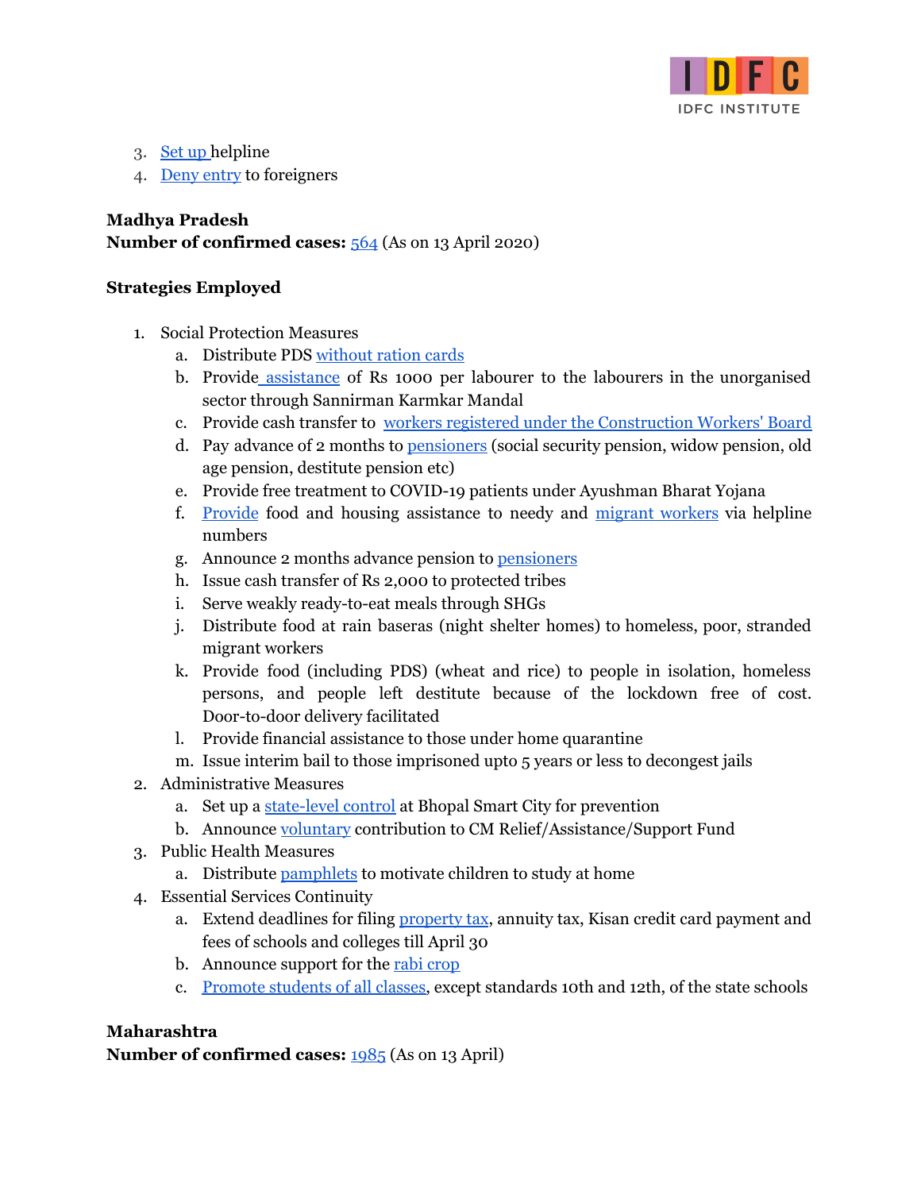3. Set up helpline
4. Deny entry to foreigners

**Madhya Pradesh**
**Number of confirmed cases:** 564 (As on 13 April 2020)

**Strategies Employed**

1. Social Protection Measures
   a. Distribute PDS without ration cards
   b. Provide assistance of Rs 1000 per labourer to the labourers in the unorganised sector through Sannirman Karmkar Mandal
   c. Provide cash transfer to workers registered under the Construction Workers' Board
   d. Pay advance of 2 months to pensioners (social security pension, widow pension, old age pension, destitute pension etc)
   e. Provide free treatment to COVID-19 patients under Ayushman Bharat Yojana
   f. Provide food and housing assistance to needy and migrant workers via helpline numbers
   g. Announce 2 months advance pension to pensioners
   h. Issue cash transfer of Rs 2,000 to protected tribes
   i. Serve weakly ready-to-eat meals through SHGs
   j. Distribute food at rain baseras (night shelter homes) to homeless, poor, stranded migrant workers
   k. Provide food (including PDS) (wheat and rice) to people in isolation, homeless persons, and people left destitute because of the lockdown free of cost. Door-to-door delivery facilitated
   l. Provide financial assistance to those under home quarantine
   m. Issue interim bail to those imprisoned upto 5 years or less to decongest jails
2. Administrative Measures
   a. Set up a state-level control at Bhopal Smart City for prevention
   b. Announce voluntary contribution to CM Relief/Assistance/Support Fund
3. Public Health Measures
   a. Distribute pamphlets to motivate children to study at home
4. Essential Services Continuity
   a. Extend deadlines for filing property tax, annuity tax, Kisan credit card payment and fees of schools and colleges till April 30
   b. Announce support for the rabi crop
   c. Promote students of all classes, except standards 10th and 12th, of the state schools

**Maharashtra**
**Number of confirmed cases:** 1985 (As on 13 April)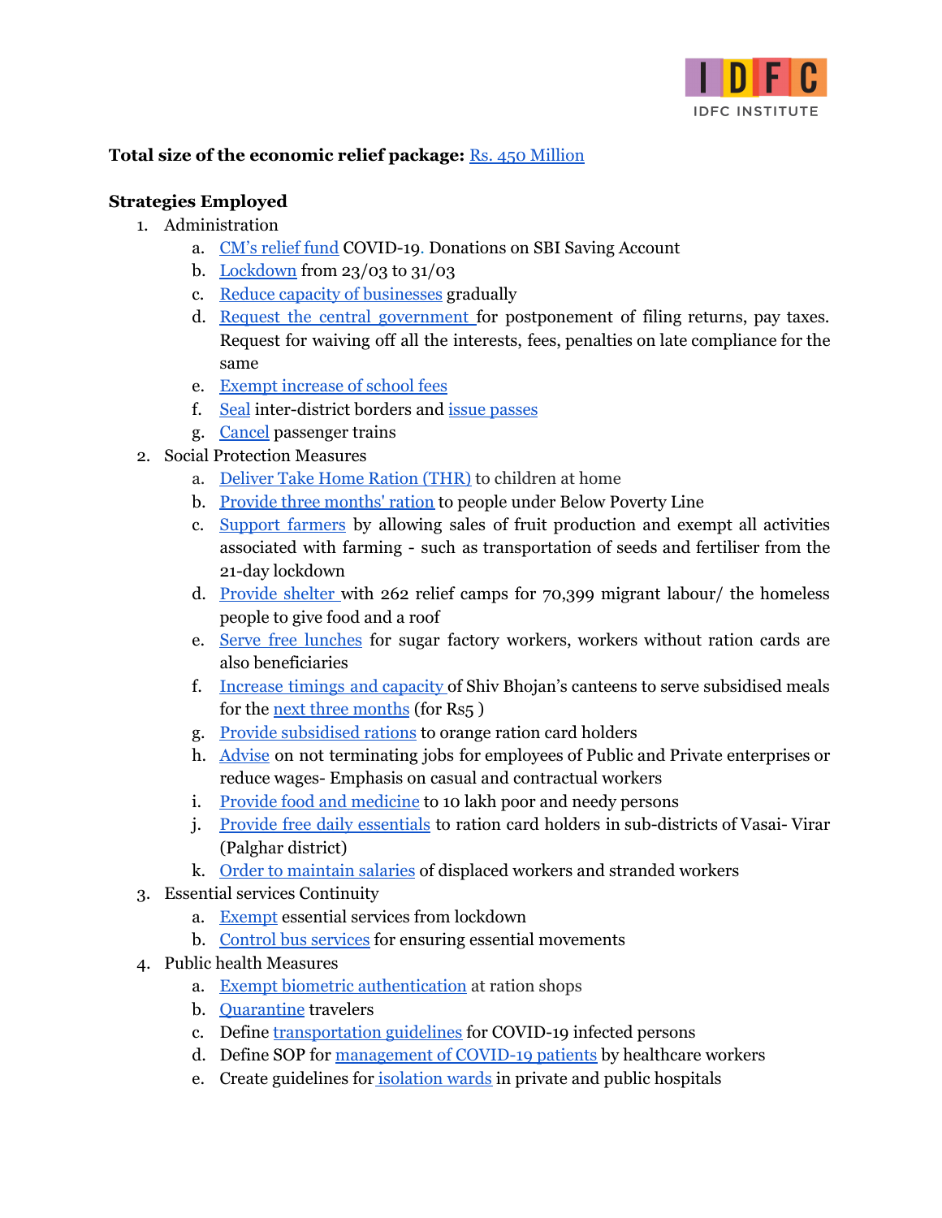**Total size of the economic relief package:** Rs. 450 Million

**Strategies Employed**

1. Administration
   a. CM's relief fund COVID-19. Donations on SBI Saving Account
   b. Lockdown from 23/03 to 31/03
   c. Reduce capacity of businesses gradually
   d. Request the central government for postponement of filing returns, pay taxes. Request for waiving off all the interests, fees, penalties on late compliance for the same
   e. Exempt increase of school fees
   f. Seal inter-district borders and issue passes
   g. Cancel passenger trains
2. Social Protection Measures
   a. Deliver Take Home Ration (THR) to children at home
   b. Provide three months' ration to people under Below Poverty Line
   c. Support farmers by allowing sales of fruit production and exempt all activities associated with farming - such as transportation of seeds and fertiliser from the 21-day lockdown
   d. Provide shelter with 262 relief camps for 70,399 migrant labour/ the homeless people to give food and a roof
   e. Serve free lunches for sugar factory workers, workers without ration cards are also beneficiaries
   f. Increase timings and capacity of Shiv Bhojan's canteens to serve subsidised meals for the next three months (for Rs5 )
   g. Provide subsidised rations to orange ration card holders
   h. Advise on not terminating jobs for employees of Public and Private enterprises or reduce wages- Emphasis on casual and contractual workers
   i. Provide food and medicine to 10 lakh poor and needy persons
   j. Provide free daily essentials to ration card holders in sub-districts of Vasai- Virar (Palghar district)
   k. Order to maintain salaries of displaced workers and stranded workers
3. Essential services Continuity
   a. Exempt essential services from lockdown
   b. Control bus services for ensuring essential movements
4. Public health Measures
   a. Exempt biometric authentication at ration shops
   b. Quarantine travelers
   c. Define transportation guidelines for COVID-19 infected persons
   d. Define SOP for management of COVID-19 patients by healthcare workers
   e. Create guidelines for isolation wards in private and public hospitals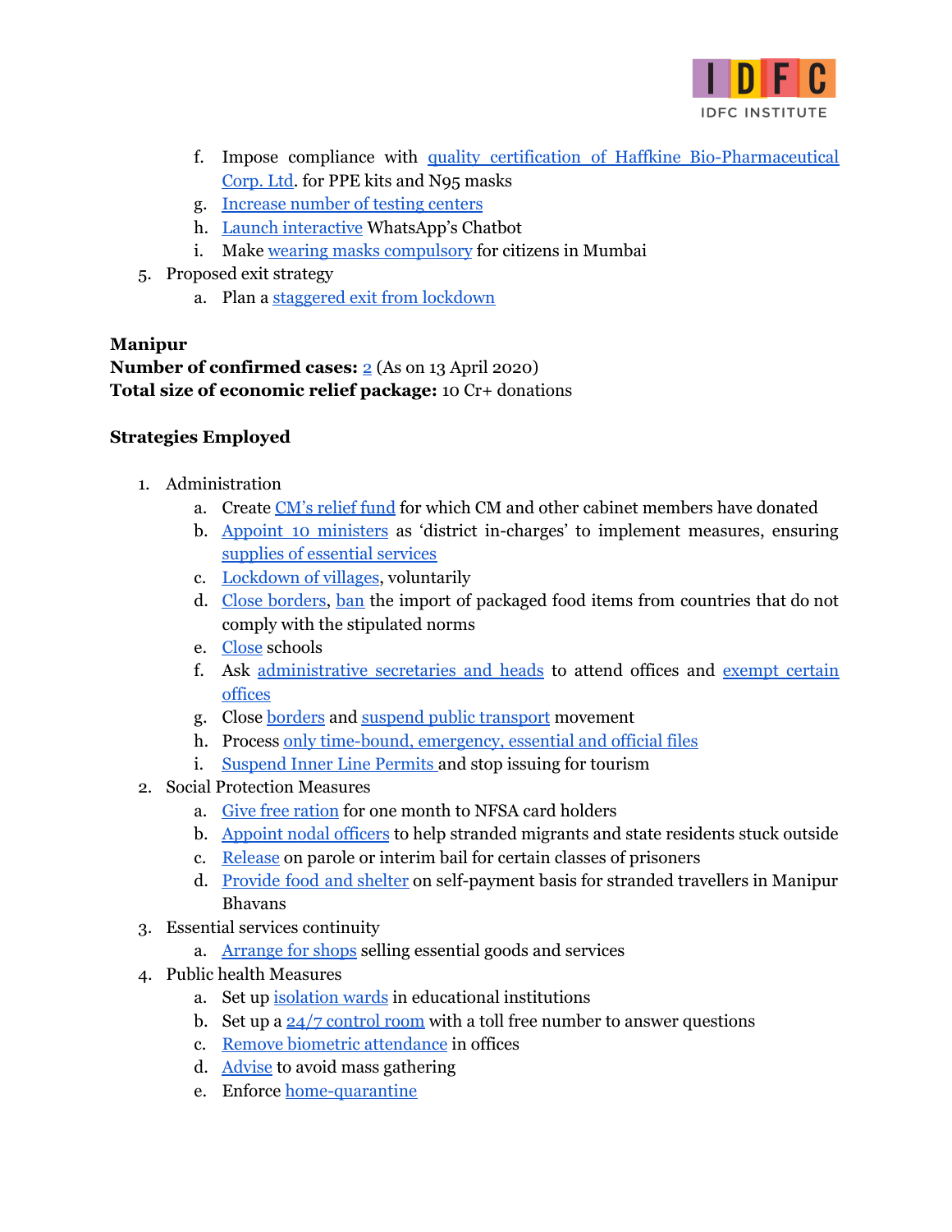f. Impose compliance with quality certification of Haffkine Bio-Pharmaceutical Corp. Ltd. for PPE kits and N95 masks
   g. Increase number of testing centers
   h. Launch interactive WhatsApp's Chatbot
   i. Make wearing masks compulsory for citizens in Mumbai
5. Proposed exit strategy
   a. Plan a staggered exit from lockdown

**Manipur**
**Number of confirmed cases:** 2 (As on 13 April 2020)
**Total size of economic relief package:** 10 Cr+ donations

**Strategies Employed**

1. Administration
   a. Create CM's relief fund for which CM and other cabinet members have donated
   b. Appoint 10 ministers as 'district in-charges' to implement measures, ensuring supplies of essential services
   c. Lockdown of villages, voluntarily
   d. Close borders, ban the import of packaged food items from countries that do not comply with the stipulated norms
   e. Close schools
   f. Ask administrative secretaries and heads to attend offices and exempt certain offices
   g. Close borders and suspend public transport movement
   h. Process only time-bound, emergency, essential and official files
   i. Suspend Inner Line Permits and stop issuing for tourism
2. Social Protection Measures
   a. Give free ration for one month to NFSA card holders
   b. Appoint nodal officers to help stranded migrants and state residents stuck outside
   c. Release on parole or interim bail for certain classes of prisoners
   d. Provide food and shelter on self-payment basis for stranded travellers in Manipur Bhavans
3. Essential services continuity
   a. Arrange for shops selling essential goods and services
4. Public health Measures
   a. Set up isolation wards in educational institutions
   b. Set up a 24/7 control room with a toll free number to answer questions
   c. Remove biometric attendance in offices
   d. Advise to avoid mass gathering
   e. Enforce home-quarantine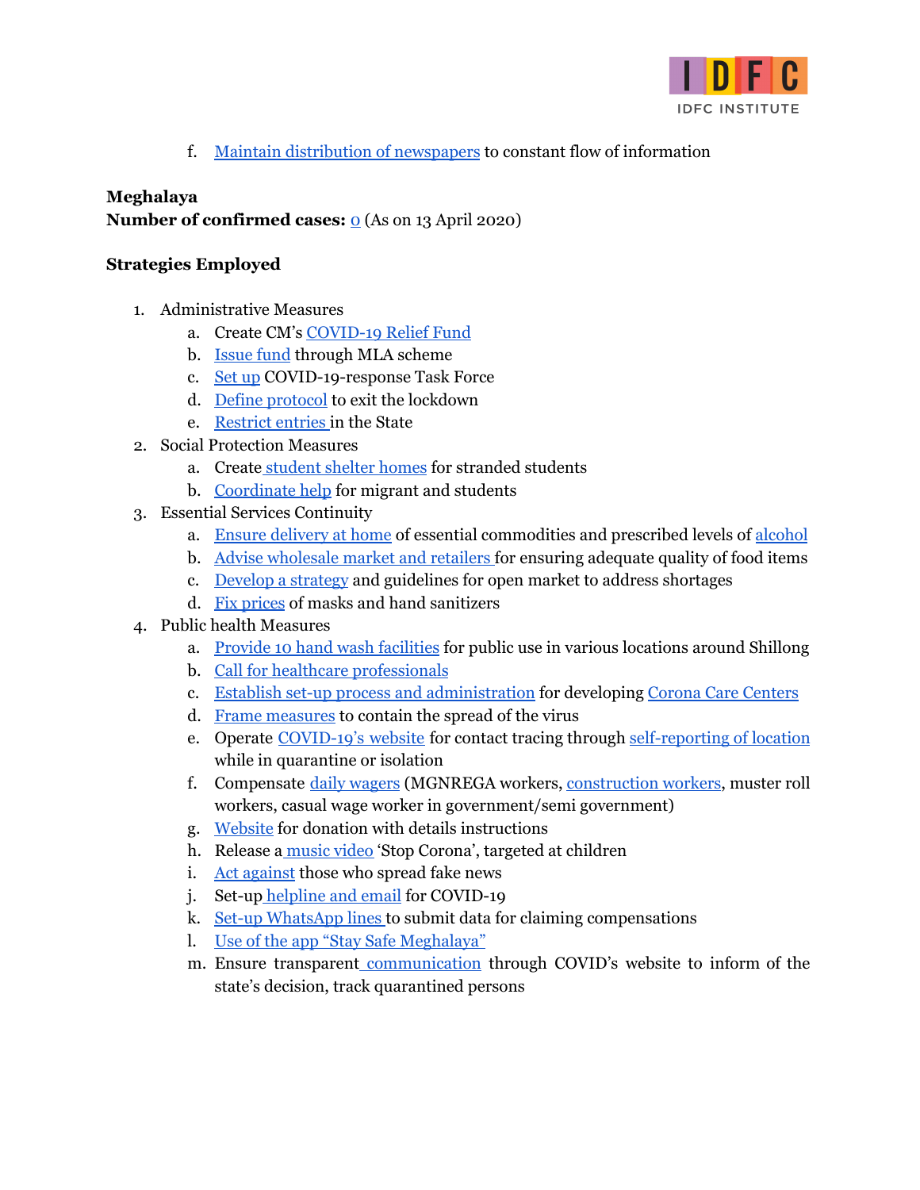f. Maintain distribution of newspapers to constant flow of information

**Meghalaya**
**Number of confirmed cases:** 0 (As on 13 April 2020)

**Strategies Employed**

1. Administrative Measures
   a. Create CM's COVID-19 Relief Fund
   b. Issue fund through MLA scheme
   c. Set up COVID-19-response Task Force
   d. Define protocol to exit the lockdown
   e. Restrict entries in the State
2. Social Protection Measures
   a. Create student shelter homes for stranded students
   b. Coordinate help for migrant and students
3. Essential Services Continuity
   a. Ensure delivery at home of essential commodities and prescribed levels of alcohol
   b. Advise wholesale market and retailers for ensuring adequate quality of food items
   c. Develop a strategy and guidelines for open market to address shortages
   d. Fix prices of masks and hand sanitizers
4. Public health Measures
   a. Provide 10 hand wash facilities for public use in various locations around Shillong
   b. Call for healthcare professionals
   c. Establish set-up process and administration for developing Corona Care Centers
   d. Frame measures to contain the spread of the virus
   e. Operate COVID-19's website for contact tracing through self-reporting of location while in quarantine or isolation
   f. Compensate daily wagers (MGNREGA workers, construction workers, muster roll workers, casual wage worker in government/semi government)
   g. Website for donation with details instructions
   h. Release a music video 'Stop Corona', targeted at children
   i. Act against those who spread fake news
   j. Set-up helpline and email for COVID-19
   k. Set-up WhatsApp lines to submit data for claiming compensations
   l. Use of the app "Stay Safe Meghalaya"
   m. Ensure transparent communication through COVID's website to inform of the state's decision, track quarantined persons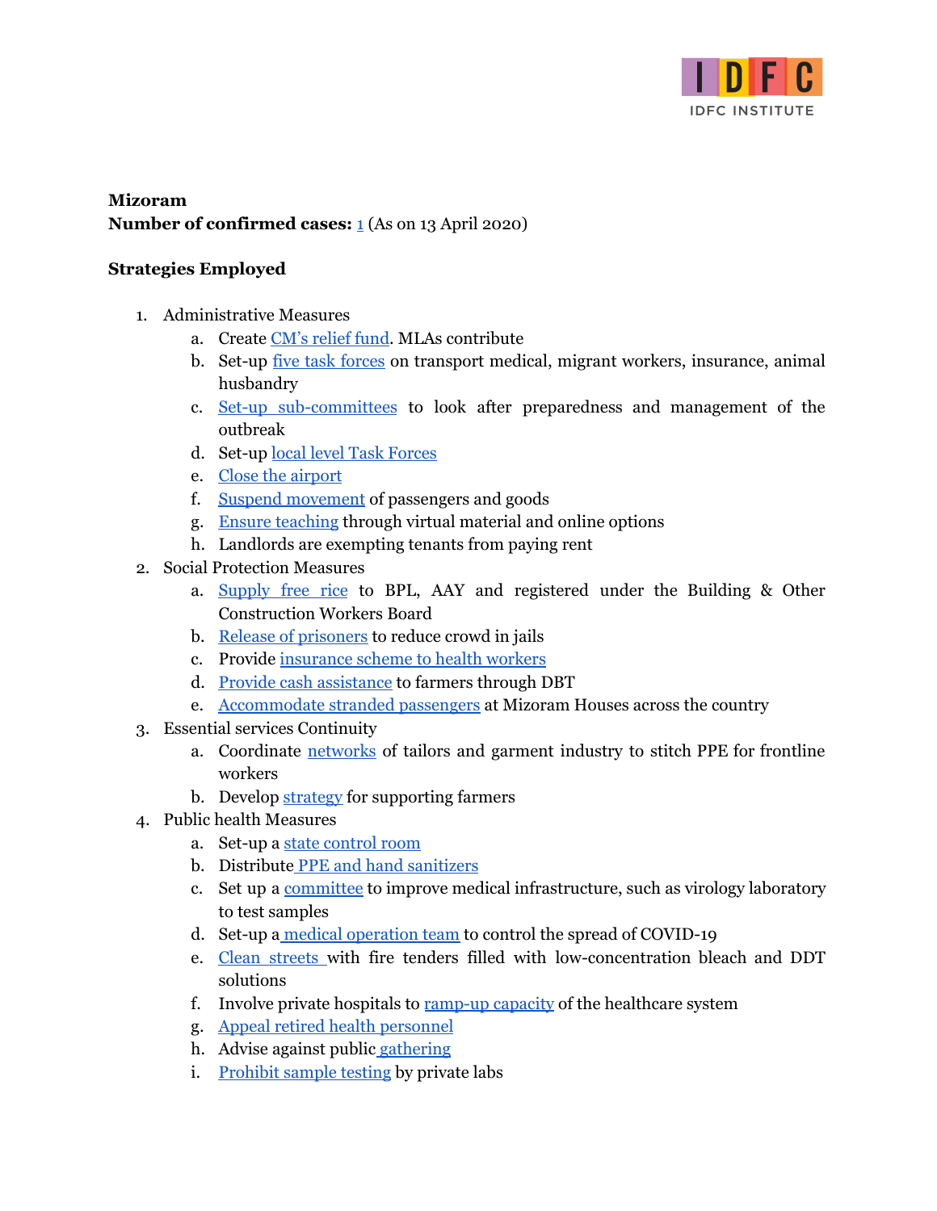**Mizoram**
**Number of confirmed cases:** 1 (As on 13 April 2020)

**Strategies Employed**

1. Administrative Measures
   a. Create CM's relief fund. MLAs contribute
   b. Set-up five task forces on transport medical, migrant workers, insurance, animal husbandry
   c. Set-up sub-committees to look after preparedness and management of the outbreak
   d. Set-up local level Task Forces
   e. Close the airport
   f. Suspend movement of passengers and goods
   g. Ensure teaching through virtual material and online options
   h. Landlords are exempting tenants from paying rent
2. Social Protection Measures
   a. Supply free rice to BPL, AAY and registered under the Building & Other Construction Workers Board
   b. Release of prisoners to reduce crowd in jails
   c. Provide insurance scheme to health workers
   d. Provide cash assistance to farmers through DBT
   e. Accommodate stranded passengers at Mizoram Houses across the country
3. Essential services Continuity
   a. Coordinate networks of tailors and garment industry to stitch PPE for frontline workers
   b. Develop strategy for supporting farmers
4. Public health Measures
   a. Set-up a state control room
   b. Distribute PPE and hand sanitizers
   c. Set up a committee to improve medical infrastructure, such as virology laboratory to test samples
   d. Set-up a medical operation team to control the spread of COVID-19
   e. Clean streets with fire tenders filled with low-concentration bleach and DDT solutions
   f. Involve private hospitals to ramp-up capacity of the healthcare system
   g. Appeal retired health personnel
   h. Advise against public gathering
   i. Prohibit sample testing by private labs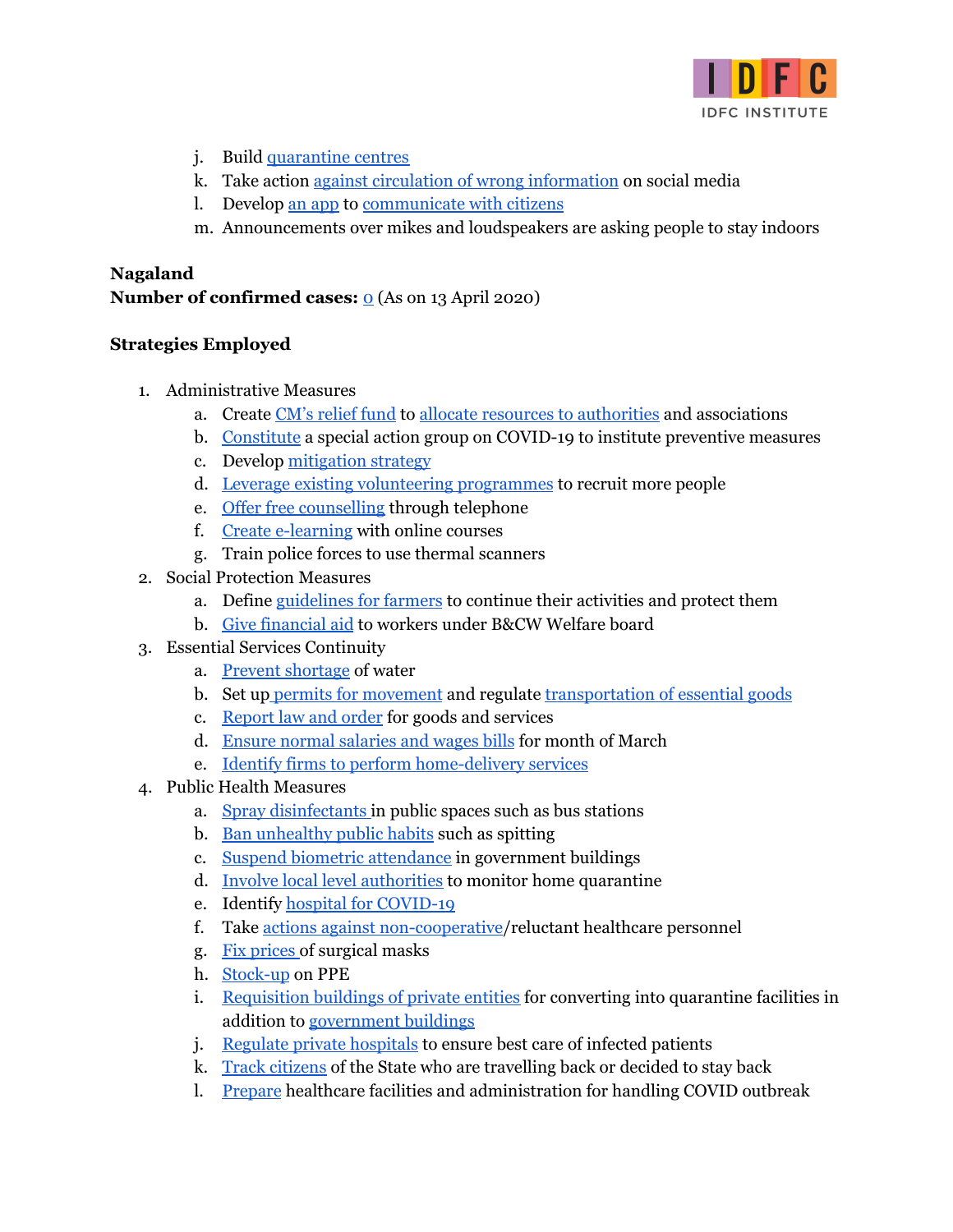j. Build quarantine centres
k. Take action against circulation of wrong information on social media
l. Develop an app to communicate with citizens
m. Announcements over mikes and loudspeakers are asking people to stay indoors

**Nagaland**
**Number of confirmed cases:** 0 (As on 13 April 2020)

**Strategies Employed**

1. Administrative Measures
    a. Create CM's relief fund to allocate resources to authorities and associations
    b. Constitute a special action group on COVID-19 to institute preventive measures
    c. Develop mitigation strategy
    d. Leverage existing volunteering programmes to recruit more people
    e. Offer free counselling through telephone
    f. Create e-learning with online courses
    g. Train police forces to use thermal scanners
2. Social Protection Measures
    a. Define guidelines for farmers to continue their activities and protect them
    b. Give financial aid to workers under B&CW Welfare board
3. Essential Services Continuity
    a. Prevent shortage of water
    b. Set up permits for movement and regulate transportation of essential goods
    c. Report law and order for goods and services
    d. Ensure normal salaries and wages bills for month of March
    e. Identify firms to perform home-delivery services
4. Public Health Measures
    a. Spray disinfectants in public spaces such as bus stations
    b. Ban unhealthy public habits such as spitting
    c. Suspend biometric attendance in government buildings
    d. Involve local level authorities to monitor home quarantine
    e. Identify hospital for COVID-19
    f. Take actions against non-cooperative/reluctant healthcare personnel
    g. Fix prices of surgical masks
    h. Stock-up on PPE
    i. Requisition buildings of private entities for converting into quarantine facilities in addition to government buildings
    j. Regulate private hospitals to ensure best care of infected patients
    k. Track citizens of the State who are travelling back or decided to stay back
    l. Prepare healthcare facilities and administration for handling COVID outbreak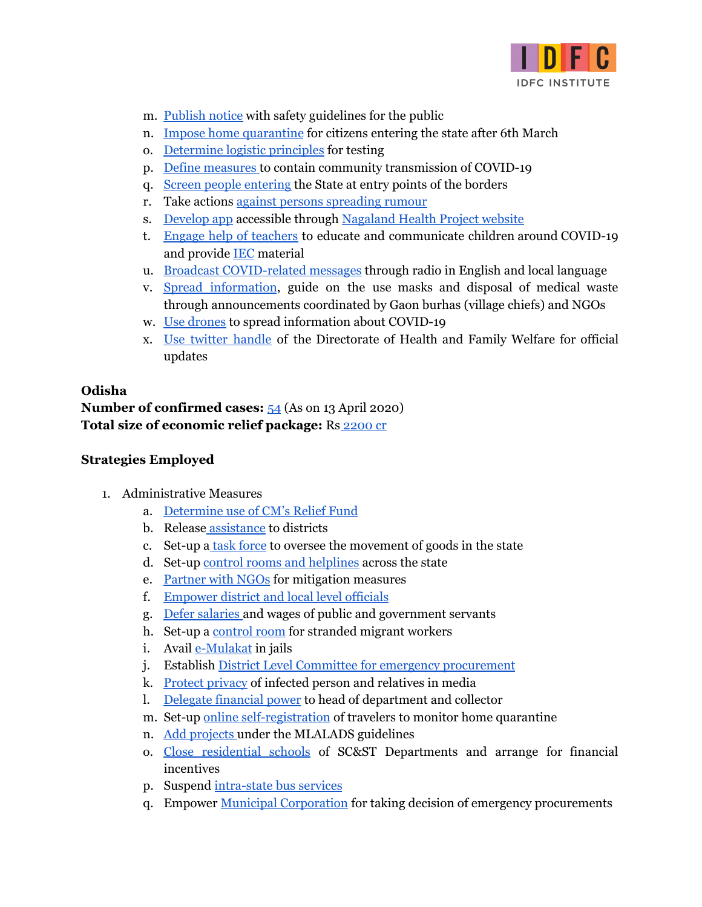m. Publish notice with safety guidelines for the public
n. Impose home quarantine for citizens entering the state after 6th March
o. Determine logistic principles for testing
p. Define measures to contain community transmission of COVID-19
q. Screen people entering the State at entry points of the borders
r. Take actions against persons spreading rumour
s. Develop app accessible through Nagaland Health Project website
t. Engage help of teachers to educate and communicate children around COVID-19 and provide IEC material
u. Broadcast COVID-related messages through radio in English and local language
v. Spread information, guide on the use masks and disposal of medical waste through announcements coordinated by Gaon burhas (village chiefs) and NGOs
w. Use drones to spread information about COVID-19
x. Use twitter handle of the Directorate of Health and Family Welfare for official updates

**Odisha**
**Number of confirmed cases:** 54 (As on 13 April 2020)
**Total size of economic relief package:** Rs 2200 cr

**Strategies Employed**

1. Administrative Measures
   a. Determine use of CM's Relief Fund
   b. Release assistance to districts
   c. Set-up a task force to oversee the movement of goods in the state
   d. Set-up control rooms and helplines across the state
   e. Partner with NGOs for mitigation measures
   f. Empower district and local level officials
   g. Defer salaries and wages of public and government servants
   h. Set-up a control room for stranded migrant workers
   i. Avail e-Mulakat in jails
   j. Establish District Level Committee for emergency procurement
   k. Protect privacy of infected person and relatives in media
   l. Delegate financial power to head of department and collector
   m. Set-up online self-registration of travelers to monitor home quarantine
   n. Add projects under the MLALADS guidelines
   o. Close residential schools of SC&ST Departments and arrange for financial incentives
   p. Suspend intra-state bus services
   q. Empower Municipal Corporation for taking decision of emergency procurements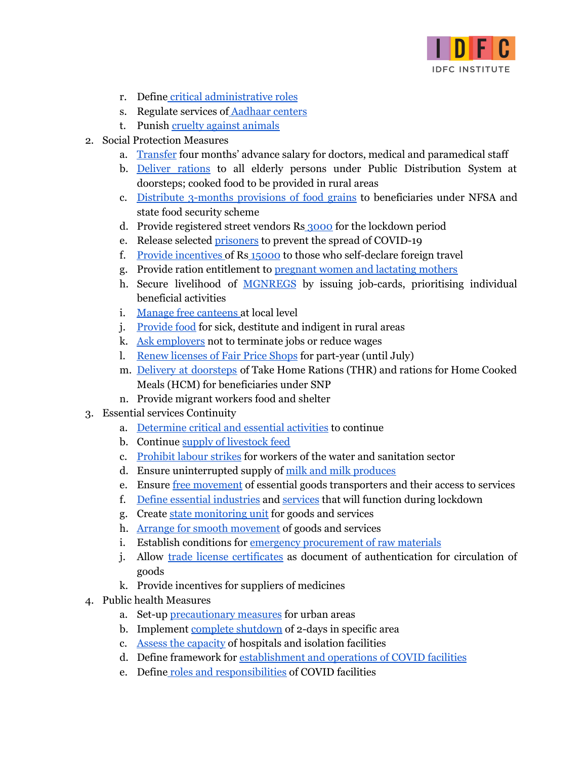r. Define critical administrative roles
s. Regulate services of Aadhaar centers
t. Punish cruelty against animals

2. Social Protection Measures
    a. Transfer four months' advance salary for doctors, medical and paramedical staff
    b. Deliver rations to all elderly persons under Public Distribution System at doorsteps; cooked food to be provided in rural areas
    c. Distribute 3-months provisions of food grains to beneficiaries under NFSA and state food security scheme
    d. Provide registered street vendors Rs 3000 for the lockdown period
    e. Release selected prisoners to prevent the spread of COVID-19
    f. Provide incentives of Rs 15000 to those who self-declare foreign travel
    g. Provide ration entitlement to pregnant women and lactating mothers
    h. Secure livelihood of MGNREGS by issuing job-cards, prioritising individual beneficial activities
    i. Manage free canteens at local level
    j. Provide food for sick, destitute and indigent in rural areas
    k. Ask employers not to terminate jobs or reduce wages
    l. Renew licenses of Fair Price Shops for part-year (until July)
    m. Delivery at doorsteps of Take Home Rations (THR) and rations for Home Cooked Meals (HCM) for beneficiaries under SNP
    n. Provide migrant workers food and shelter

3. Essential services Continuity
    a. Determine critical and essential activities to continue
    b. Continue supply of livestock feed
    c. Prohibit labour strikes for workers of the water and sanitation sector
    d. Ensure uninterrupted supply of milk and milk produces
    e. Ensure free movement of essential goods transporters and their access to services
    f. Define essential industries and services that will function during lockdown
    g. Create state monitoring unit for goods and services
    h. Arrange for smooth movement of goods and services
    i. Establish conditions for emergency procurement of raw materials
    j. Allow trade license certificates as document of authentication for circulation of goods
    k. Provide incentives for suppliers of medicines

4. Public health Measures
    a. Set-up precautionary measures for urban areas
    b. Implement complete shutdown of 2-days in specific area
    c. Assess the capacity of hospitals and isolation facilities
    d. Define framework for establishment and operations of COVID facilities
    e. Define roles and responsibilities of COVID facilities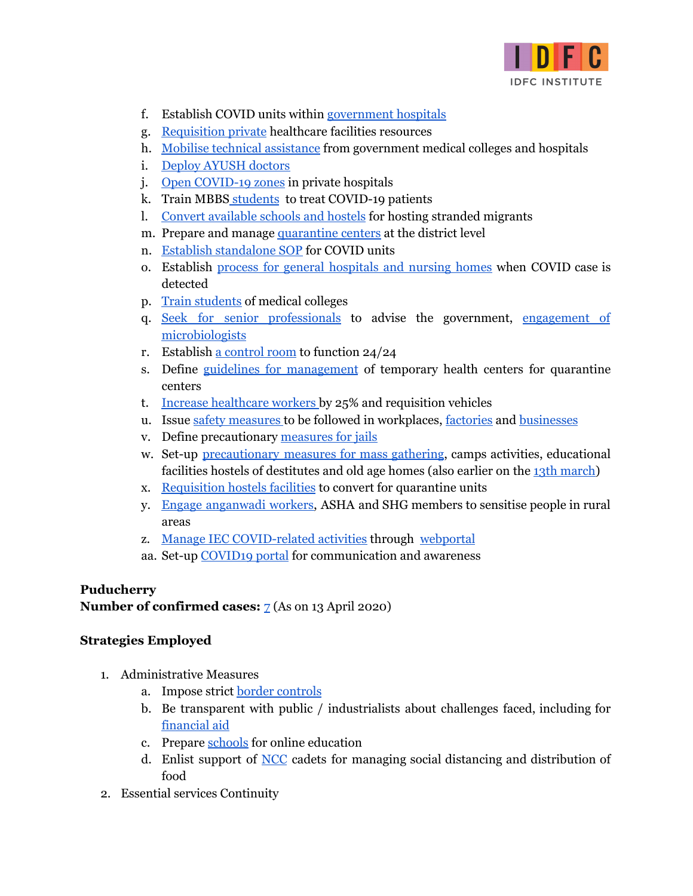f. Establish COVID units within government hospitals
g. Requisition private healthcare facilities resources
h. Mobilise technical assistance from government medical colleges and hospitals
i. Deploy AYUSH doctors
j. Open COVID-19 zones in private hospitals
k. Train MBBS students to treat COVID-19 patients
l. Convert available schools and hostels for hosting stranded migrants
m. Prepare and manage quarantine centers at the district level
n. Establish standalone SOP for COVID units
o. Establish process for general hospitals and nursing homes when COVID case is detected
p. Train students of medical colleges
q. Seek for senior professionals to advise the government, engagement of microbiologists
r. Establish a control room to function 24/24
s. Define guidelines for management of temporary health centers for quarantine centers
t. Increase healthcare workers by 25% and requisition vehicles
u. Issue safety measures to be followed in workplaces, factories and businesses
v. Define precautionary measures for jails
w. Set-up precautionary measures for mass gathering, camps activities, educational facilities hostels of destitutes and old age homes (also earlier on the 13th march)
x. Requisition hostels facilities to convert for quarantine units
y. Engage anganwadi workers, ASHA and SHG members to sensitise people in rural areas
z. Manage IEC COVID-related activities through webportal
aa. Set-up COVID19 portal for communication and awareness

**Puducherry**
**Number of confirmed cases:** 7 (As on 13 April 2020)

**Strategies Employed**

1. Administrative Measures
   a. Impose strict border controls
   b. Be transparent with public / industrialists about challenges faced, including for financial aid
   c. Prepare schools for online education
   d. Enlist support of NCC cadets for managing social distancing and distribution of food
2. Essential services Continuity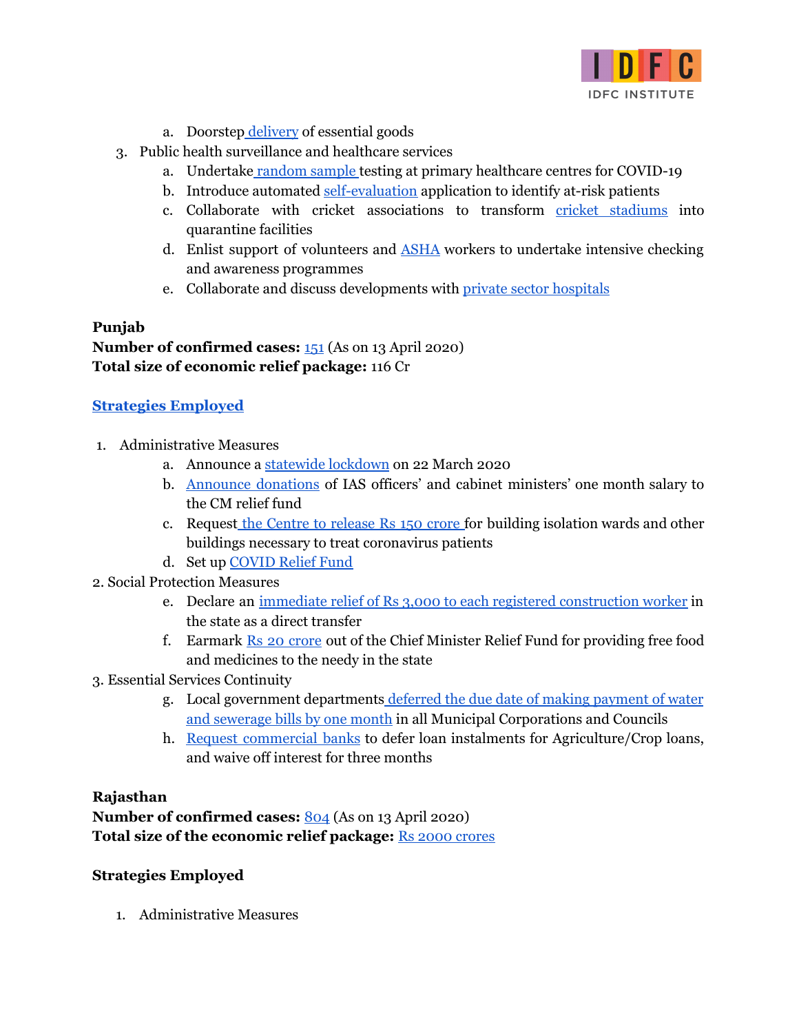a. Doorstep delivery of essential goods

3. Public health surveillance and healthcare services
    a. Undertake random sample testing at primary healthcare centres for COVID-19
    b. Introduce automated self-evaluation application to identify at-risk patients
    c. Collaborate with cricket associations to transform cricket stadiums into quarantine facilities
    d. Enlist support of volunteers and ASHA workers to undertake intensive checking and awareness programmes
    e. Collaborate and discuss developments with private sector hospitals

**Punjab**
**Number of confirmed cases:** 151 (As on 13 April 2020)
**Total size of economic relief package:** 116 Cr

**Strategies Employed**

1. Administrative Measures
    a. Announce a statewide lockdown on 22 March 2020
    b. Announce donations of IAS officers' and cabinet ministers' one month salary to the CM relief fund
    c. Request the Centre to release Rs 150 crore for building isolation wards and other buildings necessary to treat coronavirus patients
    d. Set up COVID Relief Fund

2. Social Protection Measures
    e. Declare an immediate relief of Rs 3,000 to each registered construction worker in the state as a direct transfer
    f. Earmark Rs 20 crore out of the Chief Minister Relief Fund for providing free food and medicines to the needy in the state

3. Essential Services Continuity
    g. Local government departments deferred the due date of making payment of water and sewerage bills by one month in all Municipal Corporations and Councils
    h. Request commercial banks to defer loan instalments for Agriculture/Crop loans, and waive off interest for three months

**Rajasthan**
**Number of confirmed cases:** 804 (As on 13 April 2020)
**Total size of the economic relief package:** Rs 2000 crores

**Strategies Employed**

1. Administrative Measures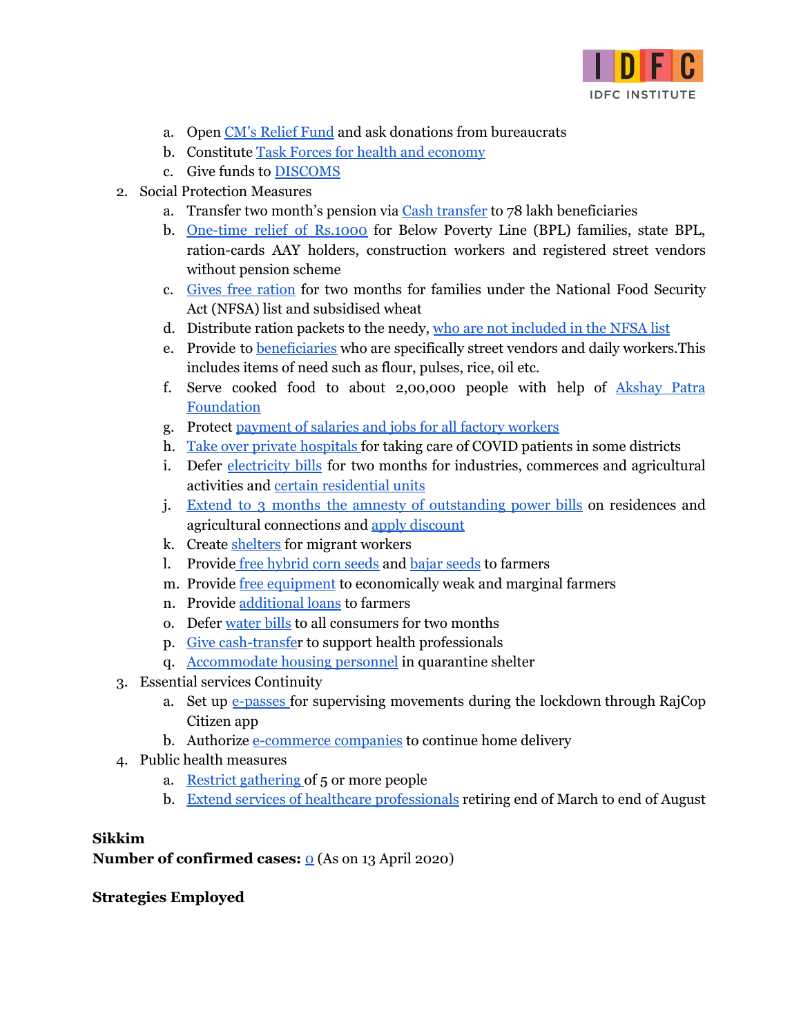a. Open CM's Relief Fund and ask donations from bureaucrats
   b. Constitute Task Forces for health and economy
   c. Give funds to DISCOMS
2. Social Protection Measures
   a. Transfer two month's pension via Cash transfer to 78 lakh beneficiaries
   b. One-time relief of Rs.1000 for Below Poverty Line (BPL) families, state BPL, ration-cards AAY holders, construction workers and registered street vendors without pension scheme
   c. Gives free ration for two months for families under the National Food Security Act (NFSA) list and subsidised wheat
   d. Distribute ration packets to the needy, who are not included in the NFSA list
   e. Provide to beneficiaries who are specifically street vendors and daily workers.This includes items of need such as flour, pulses, rice, oil etc.
   f. Serve cooked food to about 2,00,000 people with help of Akshay Patra Foundation
   g. Protect payment of salaries and jobs for all factory workers
   h. Take over private hospitals for taking care of COVID patients in some districts
   i. Defer electricity bills for two months for industries, commerces and agricultural activities and certain residential units
   j. Extend to 3 months the amnesty of outstanding power bills on residences and agricultural connections and apply discount
   k. Create shelters for migrant workers
   l. Provide free hybrid corn seeds and bajar seeds to farmers
   m. Provide free equipment to economically weak and marginal farmers
   n. Provide additional loans to farmers
   o. Defer water bills to all consumers for two months
   p. Give cash-transfer to support health professionals
   q. Accommodate housing personnel in quarantine shelter
3. Essential services Continuity
   a. Set up e-passes for supervising movements during the lockdown through RajCop Citizen app
   b. Authorize e-commerce companies to continue home delivery
4. Public health measures
   a. Restrict gathering of 5 or more people
   b. Extend services of healthcare professionals retiring end of March to end of August

**Sikkim**
**Number of confirmed cases:** 0 (As on 13 April 2020)

**Strategies Employed**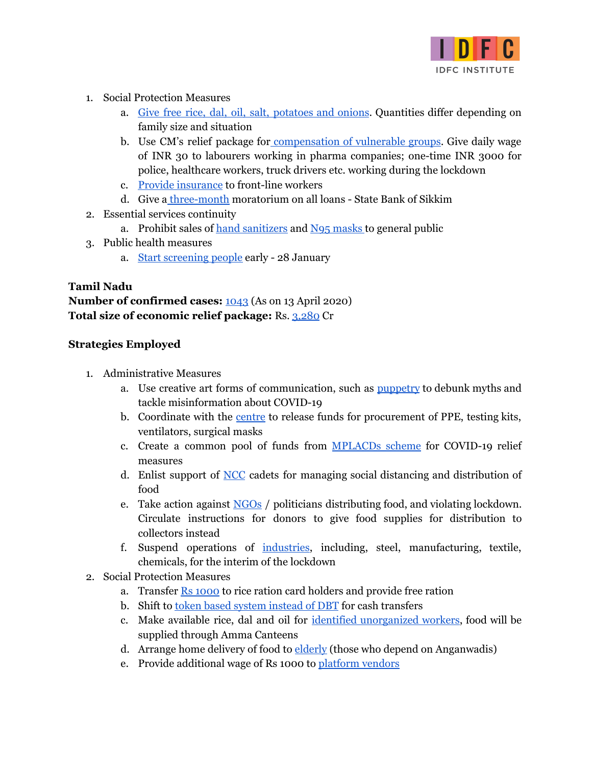1. Social Protection Measures
    a. Give free rice, dal, oil, salt, potatoes and onions. Quantities differ depending on family size and situation
    b. Use CM's relief package for compensation of vulnerable groups. Give daily wage of INR 30 to labourers working in pharma companies; one-time INR 3000 for police, healthcare workers, truck drivers etc. working during the lockdown
    c. Provide insurance to front-line workers
    d. Give a three-month moratorium on all loans - State Bank of Sikkim
2. Essential services continuity
    a. Prohibit sales of hand sanitizers and N95 masks to general public
3. Public health measures
    a. Start screening people early - 28 January

**Tamil Nadu**
**Number of confirmed cases:** 1043 (As on 13 April 2020)
**Total size of economic relief package:** Rs. 3,280 Cr

**Strategies Employed**

1. Administrative Measures
    a. Use creative art forms of communication, such as puppetry to debunk myths and tackle misinformation about COVID-19
    b. Coordinate with the centre to release funds for procurement of PPE, testing kits, ventilators, surgical masks
    c. Create a common pool of funds from MPLACDs scheme for COVID-19 relief measures
    d. Enlist support of NCC cadets for managing social distancing and distribution of food
    e. Take action against NGOs / politicians distributing food, and violating lockdown. Circulate instructions for donors to give food supplies for distribution to collectors instead
    f. Suspend operations of industries, including, steel, manufacturing, textile, chemicals, for the interim of the lockdown
2. Social Protection Measures
    a. Transfer Rs 1000 to rice ration card holders and provide free ration
    b. Shift to token based system instead of DBT for cash transfers
    c. Make available rice, dal and oil for identified unorganized workers, food will be supplied through Amma Canteens
    d. Arrange home delivery of food to elderly (those who depend on Anganwadis)
    e. Provide additional wage of Rs 1000 to platform vendors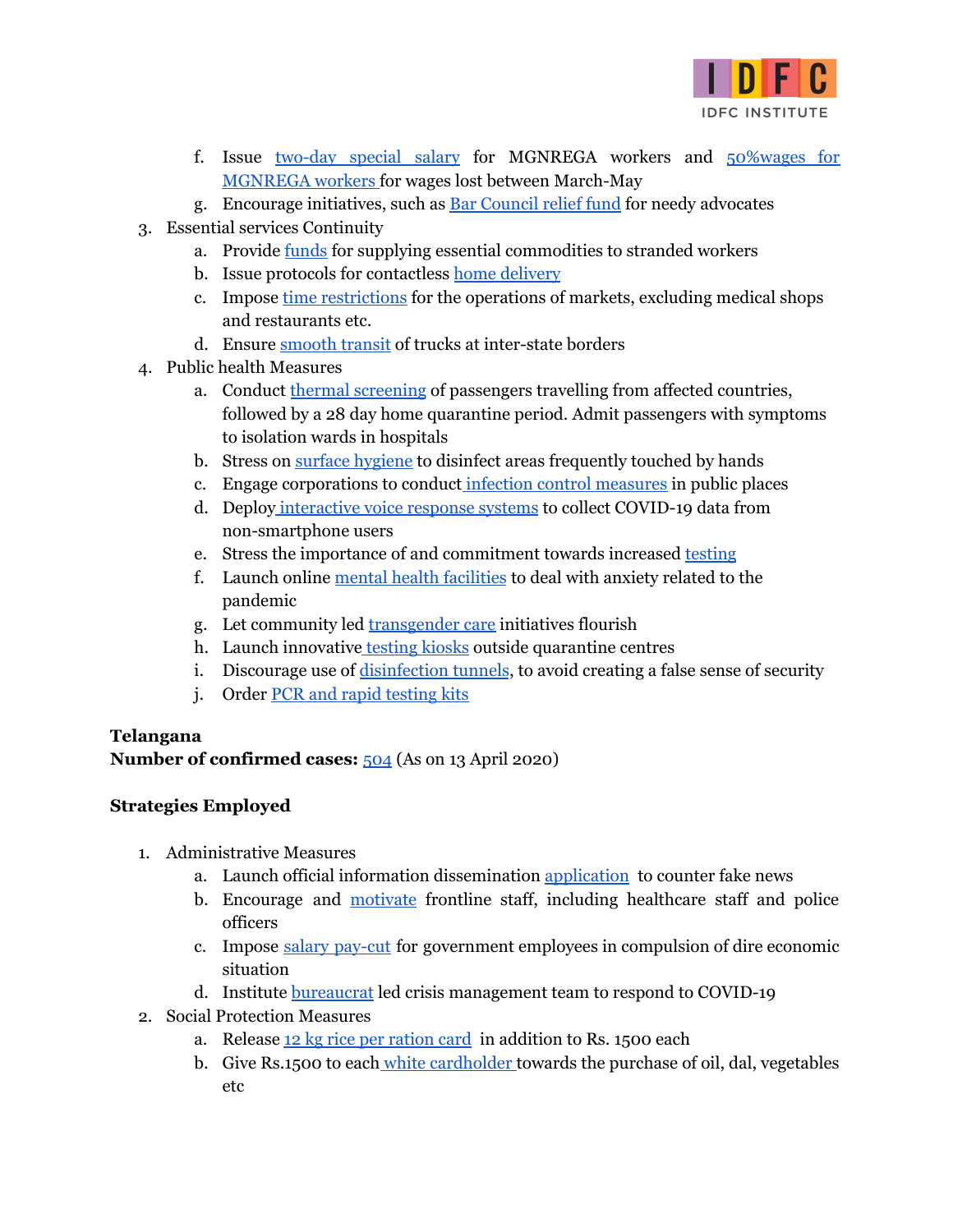f. Issue two-day special salary for MGNREGA workers and 50%wages for MGNREGA workers for wages lost between March-May
   g. Encourage initiatives, such as Bar Council relief fund for needy advocates
3. Essential services Continuity
   a. Provide funds for supplying essential commodities to stranded workers
   b. Issue protocols for contactless home delivery
   c. Impose time restrictions for the operations of markets, excluding medical shops and restaurants etc.
   d. Ensure smooth transit of trucks at inter-state borders
4. Public health Measures
   a. Conduct thermal screening of passengers travelling from affected countries, followed by a 28 day home quarantine period. Admit passengers with symptoms to isolation wards in hospitals
   b. Stress on surface hygiene to disinfect areas frequently touched by hands
   c. Engage corporations to conduct infection control measures in public places
   d. Deploy interactive voice response systems to collect COVID-19 data from non-smartphone users
   e. Stress the importance of and commitment towards increased testing
   f. Launch online mental health facilities to deal with anxiety related to the pandemic
   g. Let community led transgender care initiatives flourish
   h. Launch innovative testing kiosks outside quarantine centres
   i. Discourage use of disinfection tunnels, to avoid creating a false sense of security
   j. Order PCR and rapid testing kits

**Telangana**
**Number of confirmed cases:** 504 (As on 13 April 2020)

**Strategies Employed**

1. Administrative Measures
   a. Launch official information dissemination application to counter fake news
   b. Encourage and motivate frontline staff, including healthcare staff and police officers
   c. Impose salary pay-cut for government employees in compulsion of dire economic situation
   d. Institute bureaucrat led crisis management team to respond to COVID-19
2. Social Protection Measures
   a. Release 12 kg rice per ration card in addition to Rs. 1500 each
   b. Give Rs.1500 to each white cardholder towards the purchase of oil, dal, vegetables etc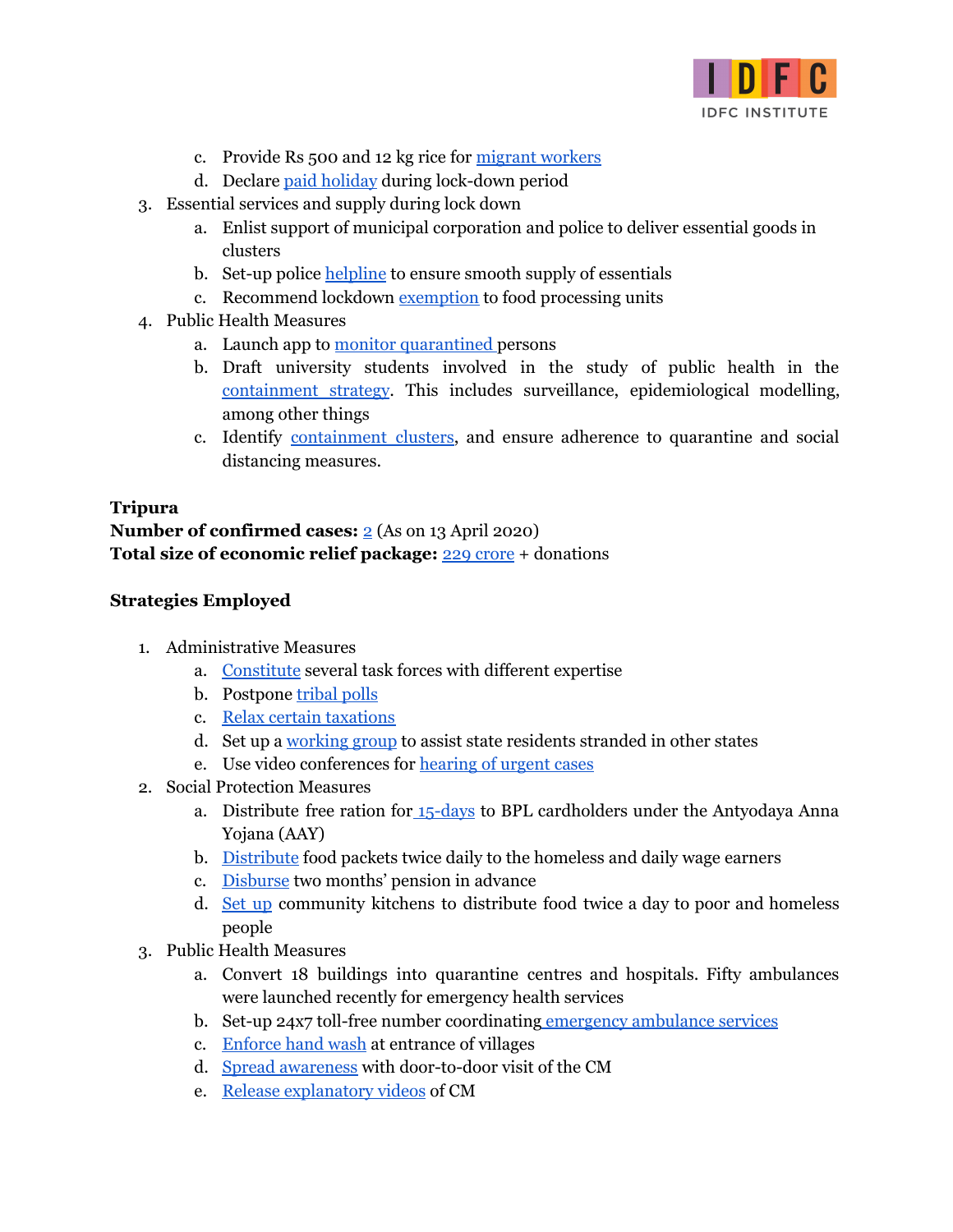c. Provide Rs 500 and 12 kg rice for migrant workers
   d. Declare paid holiday during lock-down period
3. Essential services and supply during lock down
   a. Enlist support of municipal corporation and police to deliver essential goods in clusters
   b. Set-up police helpline to ensure smooth supply of essentials
   c. Recommend lockdown exemption to food processing units
4. Public Health Measures
   a. Launch app to monitor quarantined persons
   b. Draft university students involved in the study of public health in the containment strategy. This includes surveillance, epidemiological modelling, among other things
   c. Identify containment clusters, and ensure adherence to quarantine and social distancing measures.

**Tripura**
**Number of confirmed cases:** 2 (As on 13 April 2020)
**Total size of economic relief package:** 229 crore + donations

**Strategies Employed**

1. Administrative Measures
   a. Constitute several task forces with different expertise
   b. Postpone tribal polls
   c. Relax certain taxations
   d. Set up a working group to assist state residents stranded in other states
   e. Use video conferences for hearing of urgent cases
2. Social Protection Measures
   a. Distribute free ration for 15-days to BPL cardholders under the Antyodaya Anna Yojana (AAY)
   b. Distribute food packets twice daily to the homeless and daily wage earners
   c. Disburse two months' pension in advance
   d. Set up community kitchens to distribute food twice a day to poor and homeless people
3. Public Health Measures
   a. Convert 18 buildings into quarantine centres and hospitals. Fifty ambulances were launched recently for emergency health services
   b. Set-up 24x7 toll-free number coordinating emergency ambulance services
   c. Enforce hand wash at entrance of villages
   d. Spread awareness with door-to-door visit of the CM
   e. Release explanatory videos of CM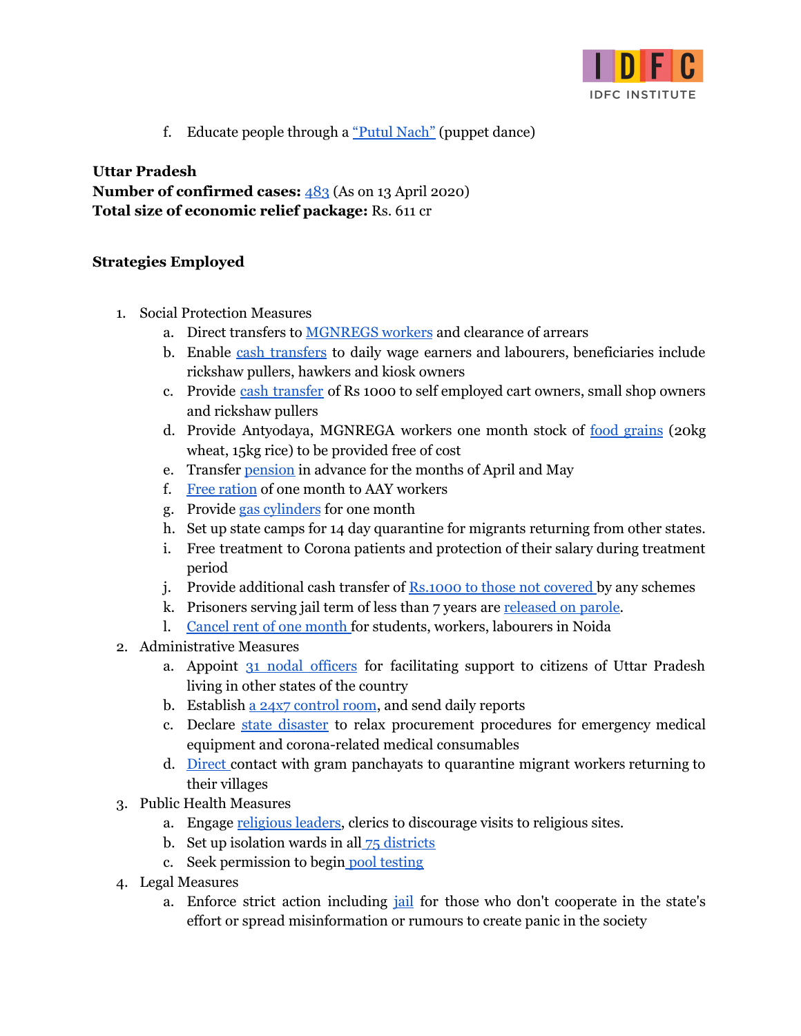f. Educate people through a "Putul Nach" (puppet dance)

**Uttar Pradesh**
**Number of confirmed cases:** 483 (As on 13 April 2020)
**Total size of economic relief package:** Rs. 611 cr

**Strategies Employed**

1. Social Protection Measures
   a. Direct transfers to MGNREGS workers and clearance of arrears
   b. Enable cash transfers to daily wage earners and labourers, beneficiaries include rickshaw pullers, hawkers and kiosk owners
   c. Provide cash transfer of Rs 1000 to self employed cart owners, small shop owners and rickshaw pullers
   d. Provide Antyodaya, MGNREGA workers one month stock of food grains (20kg wheat, 15kg rice) to be provided free of cost
   e. Transfer pension in advance for the months of April and May
   f. Free ration of one month to AAY workers
   g. Provide gas cylinders for one month
   h. Set up state camps for 14 day quarantine for migrants returning from other states.
   i. Free treatment to Corona patients and protection of their salary during treatment period
   j. Provide additional cash transfer of Rs.1000 to those not covered by any schemes
   k. Prisoners serving jail term of less than 7 years are released on parole.
   l. Cancel rent of one month for students, workers, labourers in Noida
2. Administrative Measures
   a. Appoint 31 nodal officers for facilitating support to citizens of Uttar Pradesh living in other states of the country
   b. Establish a 24x7 control room, and send daily reports
   c. Declare state disaster to relax procurement procedures for emergency medical equipment and corona-related medical consumables
   d. Direct contact with gram panchayats to quarantine migrant workers returning to their villages
3. Public Health Measures
   a. Engage religious leaders, clerics to discourage visits to religious sites.
   b. Set up isolation wards in all 75 districts
   c. Seek permission to begin pool testing
4. Legal Measures
   a. Enforce strict action including jail for those who don't cooperate in the state's effort or spread misinformation or rumours to create panic in the society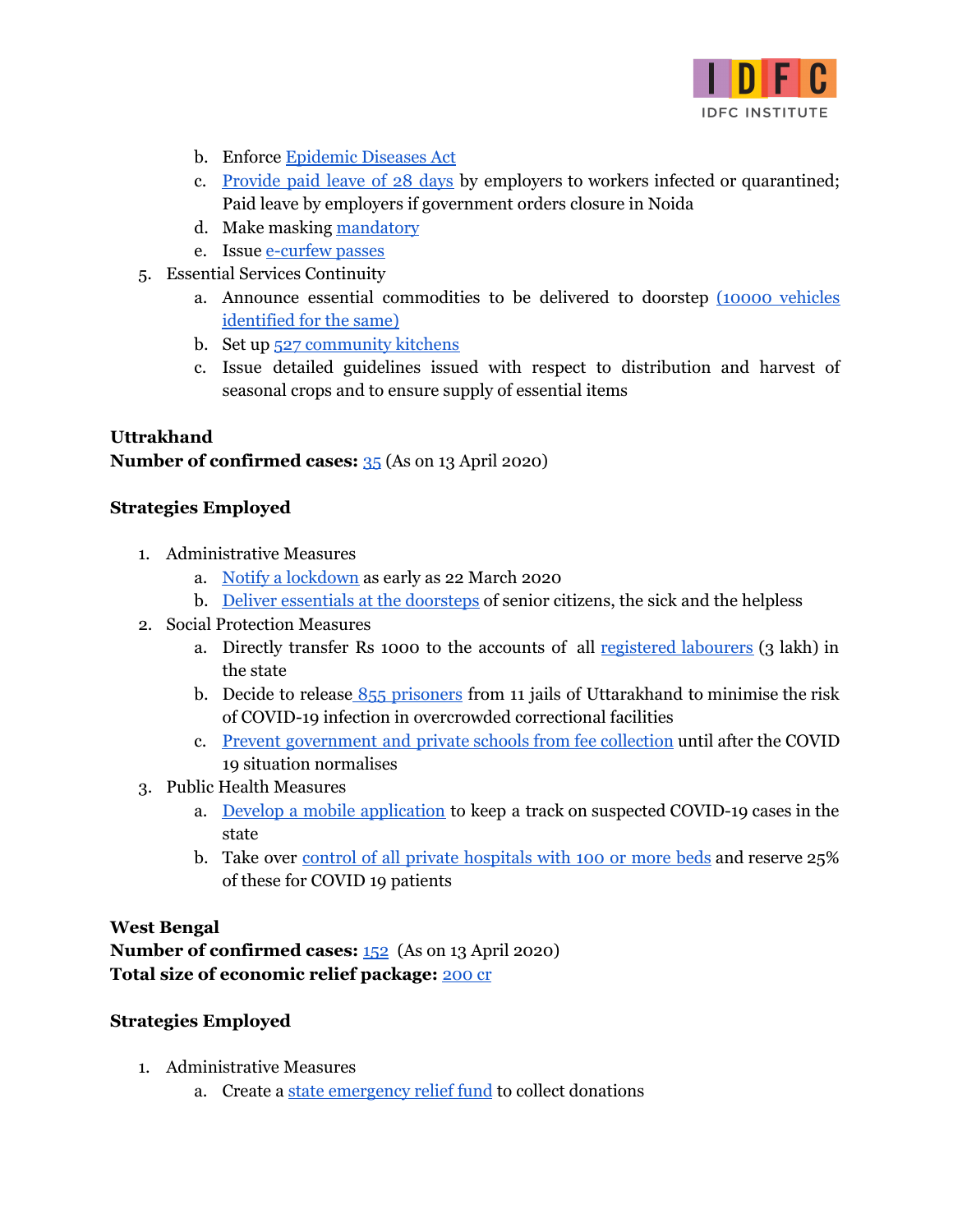b. Enforce Epidemic Diseases Act
   c. Provide paid leave of 28 days by employers to workers infected or quarantined; Paid leave by employers if government orders closure in Noida
   d. Make masking mandatory
   e. Issue e-curfew passes
5. Essential Services Continuity
   a. Announce essential commodities to be delivered to doorstep (10000 vehicles identified for the same)
   b. Set up 527 community kitchens
   c. Issue detailed guidelines issued with respect to distribution and harvest of seasonal crops and to ensure supply of essential items

**Uttrakhand**
**Number of confirmed cases:** 35 (As on 13 April 2020)

**Strategies Employed**

1. Administrative Measures
   a. Notify a lockdown as early as 22 March 2020
   b. Deliver essentials at the doorsteps of senior citizens, the sick and the helpless
2. Social Protection Measures
   a. Directly transfer Rs 1000 to the accounts of all registered labourers (3 lakh) in the state
   b. Decide to release 855 prisoners from 11 jails of Uttarakhand to minimise the risk of COVID-19 infection in overcrowded correctional facilities
   c. Prevent government and private schools from fee collection until after the COVID 19 situation normalises
3. Public Health Measures
   a. Develop a mobile application to keep a track on suspected COVID-19 cases in the state
   b. Take over control of all private hospitals with 100 or more beds and reserve 25% of these for COVID 19 patients

**West Bengal**
**Number of confirmed cases:** 152 (As on 13 April 2020)
**Total size of economic relief package:** 200 cr

**Strategies Employed**

1. Administrative Measures
   a. Create a state emergency relief fund to collect donations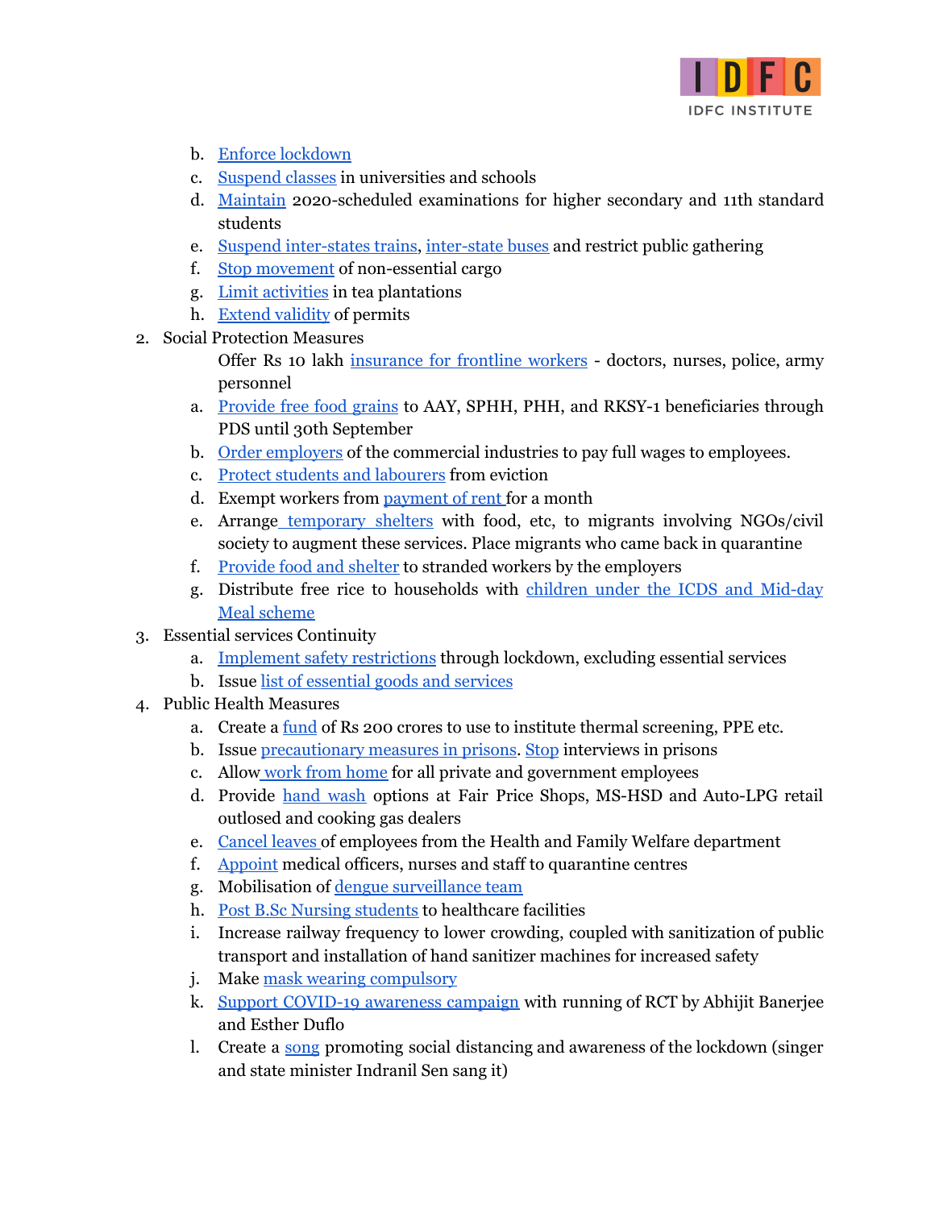b. Enforce lockdown
   c. Suspend classes in universities and schools
   d. Maintain 2020-scheduled examinations for higher secondary and 11th standard students
   e. Suspend inter-states trains, inter-state buses and restrict public gathering
   f. Stop movement of non-essential cargo
   g. Limit activities in tea plantations
   h. Extend validity of permits
2. Social Protection Measures
   Offer Rs 10 lakh insurance for frontline workers - doctors, nurses, police, army personnel
   a. Provide free food grains to AAY, SPHH, PHH, and RKSY-1 beneficiaries through PDS until 30th September
   b. Order employers of the commercial industries to pay full wages to employees.
   c. Protect students and labourers from eviction
   d. Exempt workers from payment of rent for a month
   e. Arrange temporary shelters with food, etc, to migrants involving NGOs/civil society to augment these services. Place migrants who came back in quarantine
   f. Provide food and shelter to stranded workers by the employers
   g. Distribute free rice to households with children under the ICDS and Mid-day Meal scheme
3. Essential services Continuity
   a. Implement safety restrictions through lockdown, excluding essential services
   b. Issue list of essential goods and services
4. Public Health Measures
   a. Create a fund of Rs 200 crores to use to institute thermal screening, PPE etc.
   b. Issue precautionary measures in prisons. Stop interviews in prisons
   c. Allow work from home for all private and government employees
   d. Provide hand wash options at Fair Price Shops, MS-HSD and Auto-LPG retail outlosed and cooking gas dealers
   e. Cancel leaves of employees from the Health and Family Welfare department
   f. Appoint medical officers, nurses and staff to quarantine centres
   g. Mobilisation of dengue surveillance team
   h. Post B.Sc Nursing students to healthcare facilities
   i. Increase railway frequency to lower crowding, coupled with sanitization of public transport and installation of hand sanitizer machines for increased safety
   j. Make mask wearing compulsory
   k. Support COVID-19 awareness campaign with running of RCT by Abhijit Banerjee and Esther Duflo
   l. Create a song promoting social distancing and awareness of the lockdown (singer and state minister Indranil Sen sang it)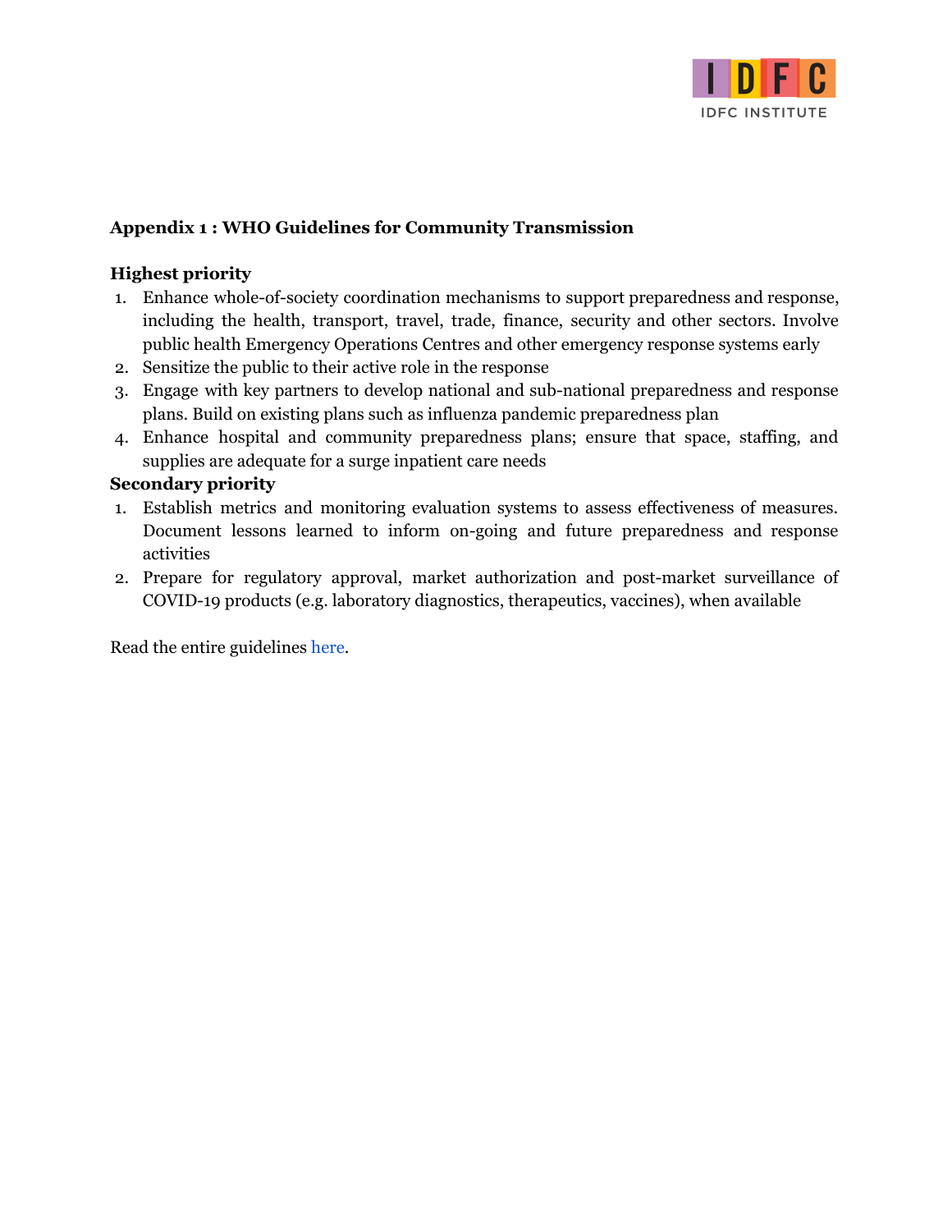**Appendix 1 : WHO Guidelines for Community Transmission**

**Highest priority**

1. Enhance whole-of-society coordination mechanisms to support preparedness and response, including the health, transport, travel, trade, finance, security and other sectors. Involve public health Emergency Operations Centres and other emergency response systems early
2. Sensitize the public to their active role in the response
3. Engage with key partners to develop national and sub-national preparedness and response plans. Build on existing plans such as influenza pandemic preparedness plan
4. Enhance hospital and community preparedness plans; ensure that space, staffing, and supplies are adequate for a surge inpatient care needs

**Secondary priority**

1. Establish metrics and monitoring evaluation systems to assess effectiveness of measures. Document lessons learned to inform on-going and future preparedness and response activities
2. Prepare for regulatory approval, market authorization and post-market surveillance of COVID-19 products (e.g. laboratory diagnostics, therapeutics, vaccines), when available

Read the entire guidelines here.